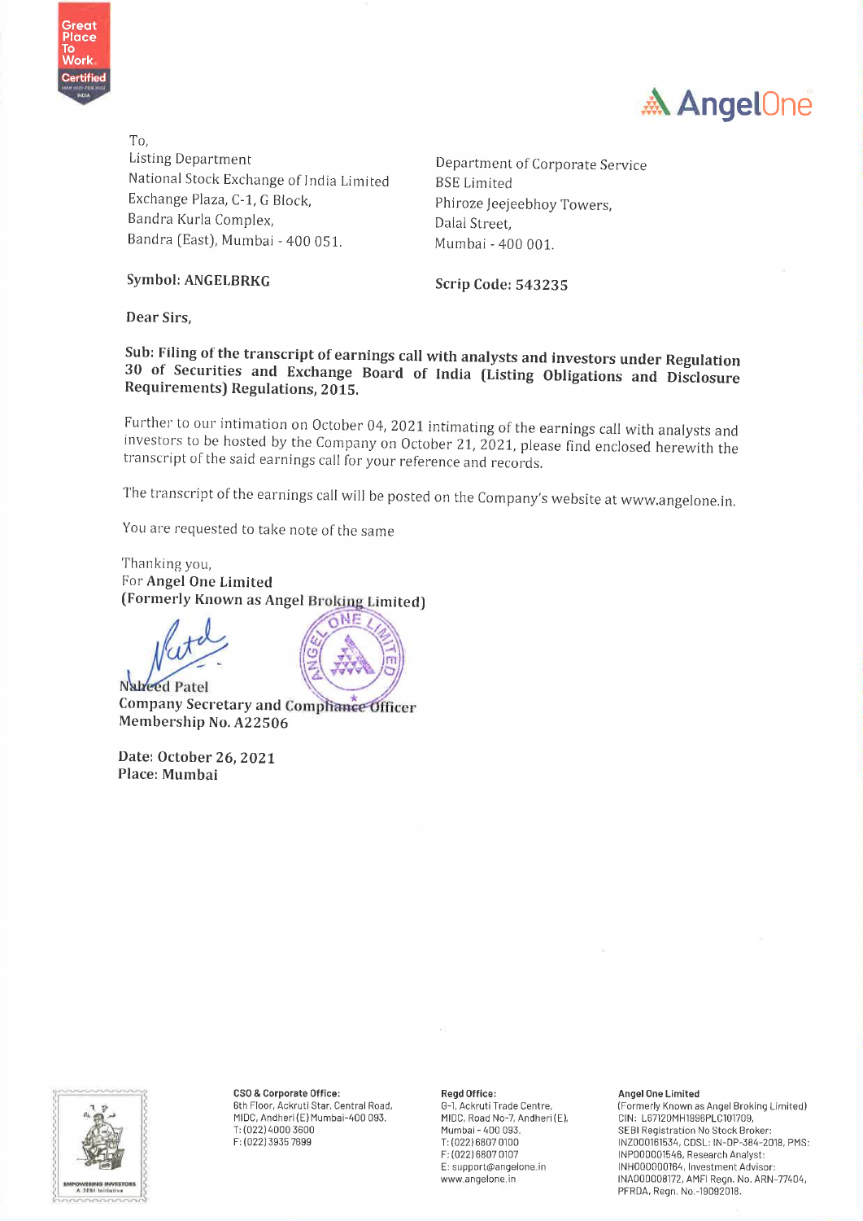To,
Listing Department
National Stock Exchange of India Limited
Exchange Plaza, C-1, G Block,
Bandra Kurla Complex,
Bandra (East), Mumbai - 400 051.

Department of Corporate Service
BSE Limited
Phiroze Jeejeebhoy Towers,
Dalal Street,
Mumbai - 400 001.

**Symbol: ANGELBRKG**

**Scrip Code: 543235**

**Dear Sirs,**

**Sub: Filing of the transcript of earnings call with analysts and investors under Regulation 30 of Securities and Exchange Board of India (Listing Obligations and Disclosure Requirements) Regulations, 2015.**

Further to our intimation on October 04, 2021 intimating of the earnings call with analysts and investors to be hosted by the Company on October 21, 2021, please find enclosed herewith the transcript of the said earnings call for your reference and records.

The transcript of the earnings call will be posted on the Company's website at www.angelone.in.

You are requested to take note of the same

Thanking you,
For **Angel One Limited**
**(Formerly Known as Angel Broking Limited)**

**Naheed Patel**
**Company Secretary and Compliance Officer**
**Membership No. A22506**

**Date: October 26, 2021**
**Place: Mumbai**

**CSO & Corporate Office:**
6th Floor, Ackruti Star, Central Road, MIDC, Andheri (E) Mumbai-400 093.
T: (022) 4000 3600
F: (022) 3935 7699

**Regd Office:**
G-1, Ackruti Trade Centre, MIDC, Road No-7, Andheri (E), Mumbai - 400 093.
T: (022) 6807 0100
F: (022) 6807 0107
E: support@angelone.in
www.angelone.in

**Angel One Limited**
(Formerly Known as Angel Broking Limited)
CIN: L67120MH1996PLC101709,
SEBI Registration No Stock Broker: INZ000161534, CDSL: IN-DP-384-2018, PMS: INP000001546, Research Analyst: INH000000164, Investment Advisor: INA000008172, AMFI Regn. No. ARN-77404, PFRDA, Regn. No.-19092018.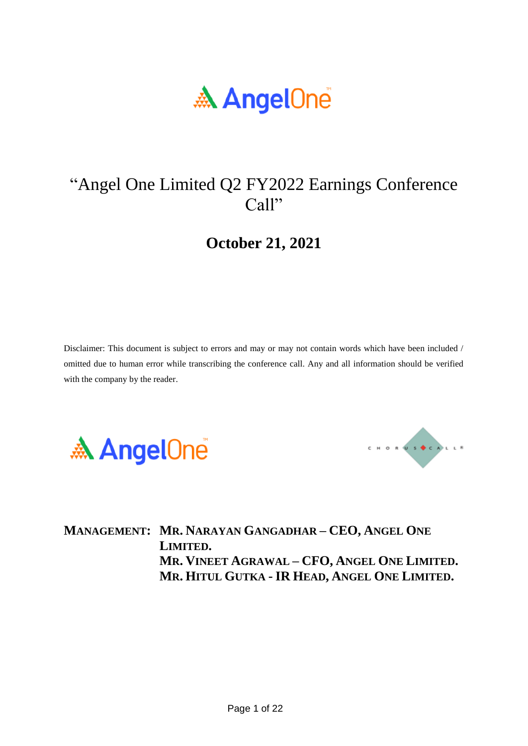# "Angel One Limited Q2 FY2022 Earnings Conference Call"

## October 21, 2021

Disclaimer: This document is subject to errors and may or may not contain words which have been included / omitted due to human error while transcribing the conference call. Any and all information should be verified with the company by the reader.

**MANAGEMENT:** **MR. NARAYAN GANGADHAR – CEO, ANGEL ONE LIMITED.**
**MR. VINEET AGRAWAL – CFO, ANGEL ONE LIMITED.**
**MR. HITUL GUTKA - IR HEAD, ANGEL ONE LIMITED.**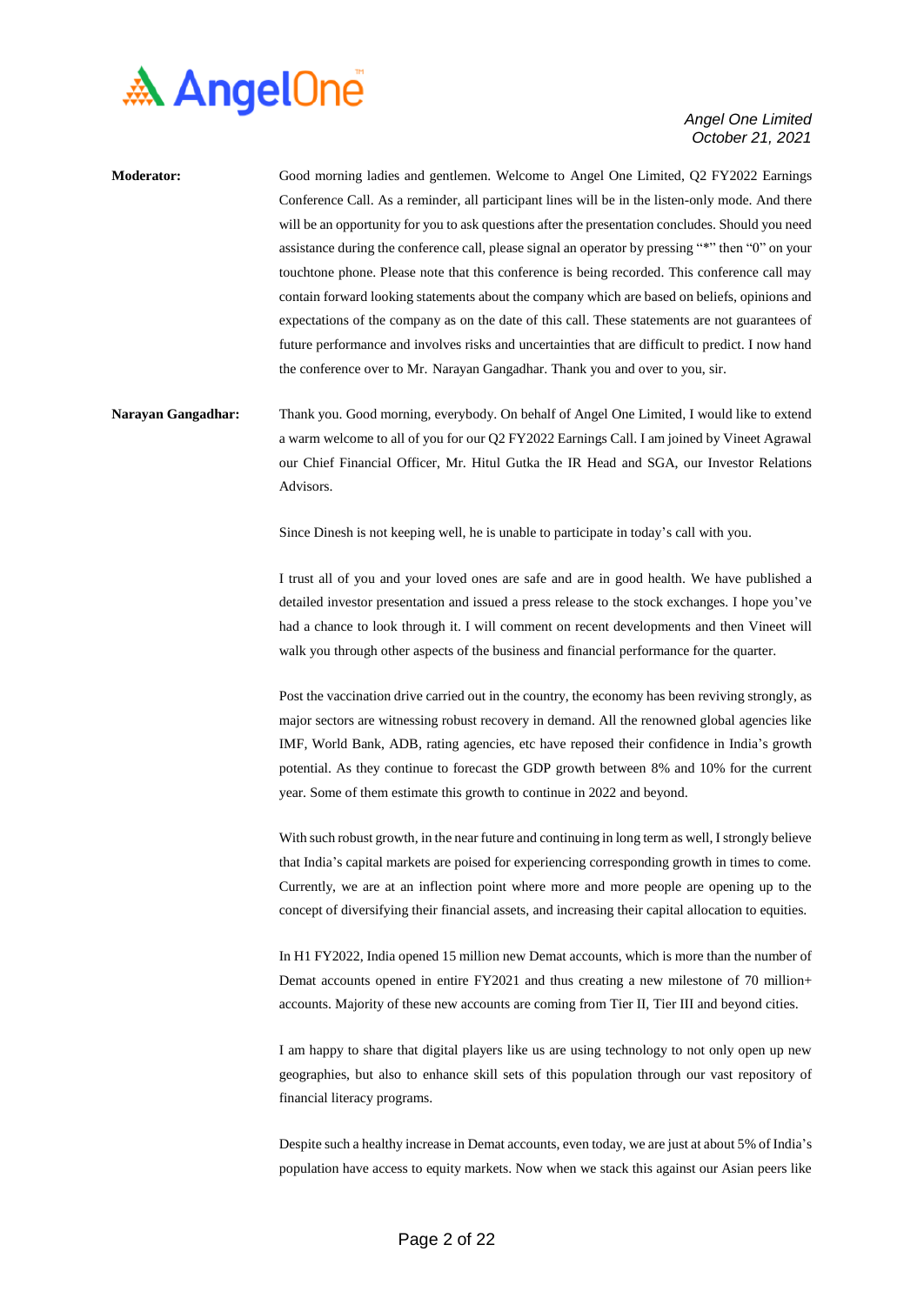**Moderator:** Good morning ladies and gentlemen. Welcome to Angel One Limited, Q2 FY2022 Earnings Conference Call. As a reminder, all participant lines will be in the listen-only mode. And there will be an opportunity for you to ask questions after the presentation concludes. Should you need assistance during the conference call, please signal an operator by pressing "*" then "0" on your touchtone phone. Please note that this conference is being recorded. This conference call may contain forward looking statements about the company which are based on beliefs, opinions and expectations of the company as on the date of this call. These statements are not guarantees of future performance and involves risks and uncertainties that are difficult to predict. I now hand the conference over to Mr. Narayan Gangadhar. Thank you and over to you, sir.

**Narayan Gangadhar:** Thank you. Good morning, everybody. On behalf of Angel One Limited, I would like to extend a warm welcome to all of you for our Q2 FY2022 Earnings Call. I am joined by Vineet Agrawal our Chief Financial Officer, Mr. Hitul Gutka the IR Head and SGA, our Investor Relations Advisors.

Since Dinesh is not keeping well, he is unable to participate in today's call with you.

I trust all of you and your loved ones are safe and are in good health. We have published a detailed investor presentation and issued a press release to the stock exchanges. I hope you've had a chance to look through it. I will comment on recent developments and then Vineet will walk you through other aspects of the business and financial performance for the quarter.

Post the vaccination drive carried out in the country, the economy has been reviving strongly, as major sectors are witnessing robust recovery in demand. All the renowned global agencies like IMF, World Bank, ADB, rating agencies, etc have reposed their confidence in India's growth potential. As they continue to forecast the GDP growth between 8% and 10% for the current year. Some of them estimate this growth to continue in 2022 and beyond.

With such robust growth, in the near future and continuing in long term as well, I strongly believe that India's capital markets are poised for experiencing corresponding growth in times to come. Currently, we are at an inflection point where more and more people are opening up to the concept of diversifying their financial assets, and increasing their capital allocation to equities.

In H1 FY2022, India opened 15 million new Demat accounts, which is more than the number of Demat accounts opened in entire FY2021 and thus creating a new milestone of 70 million+ accounts. Majority of these new accounts are coming from Tier II, Tier III and beyond cities.

I am happy to share that digital players like us are using technology to not only open up new geographies, but also to enhance skill sets of this population through our vast repository of financial literacy programs.

Despite such a healthy increase in Demat accounts, even today, we are just at about 5% of India's population have access to equity markets. Now when we stack this against our Asian peers like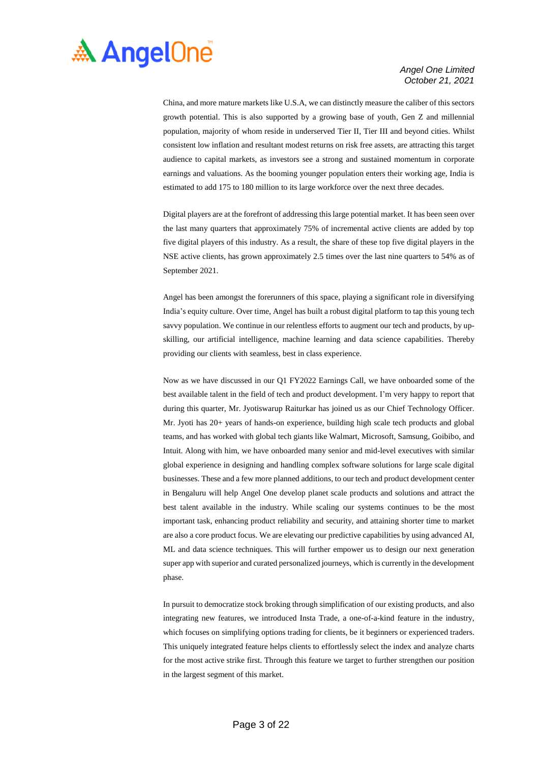China, and more mature markets like U.S.A, we can distinctly measure the caliber of this sectors growth potential. This is also supported by a growing base of youth, Gen Z and millennial population, majority of whom reside in underserved Tier II, Tier III and beyond cities. Whilst consistent low inflation and resultant modest returns on risk free assets, are attracting this target audience to capital markets, as investors see a strong and sustained momentum in corporate earnings and valuations. As the booming younger population enters their working age, India is estimated to add 175 to 180 million to its large workforce over the next three decades.

Digital players are at the forefront of addressing this large potential market. It has been seen over the last many quarters that approximately 75% of incremental active clients are added by top five digital players of this industry. As a result, the share of these top five digital players in the NSE active clients, has grown approximately 2.5 times over the last nine quarters to 54% as of September 2021.

Angel has been amongst the forerunners of this space, playing a significant role in diversifying India's equity culture. Over time, Angel has built a robust digital platform to tap this young tech savvy population. We continue in our relentless efforts to augment our tech and products, by up-skilling, our artificial intelligence, machine learning and data science capabilities. Thereby providing our clients with seamless, best in class experience.

Now as we have discussed in our Q1 FY2022 Earnings Call, we have onboarded some of the best available talent in the field of tech and product development. I'm very happy to report that during this quarter, Mr. Jyotiswarup Raiturkar has joined us as our Chief Technology Officer. Mr. Jyoti has 20+ years of hands-on experience, building high scale tech products and global teams, and has worked with global tech giants like Walmart, Microsoft, Samsung, Goibibo, and Intuit. Along with him, we have onboarded many senior and mid-level executives with similar global experience in designing and handling complex software solutions for large scale digital businesses. These and a few more planned additions, to our tech and product development center in Bengaluru will help Angel One develop planet scale products and solutions and attract the best talent available in the industry. While scaling our systems continues to be the most important task, enhancing product reliability and security, and attaining shorter time to market are also a core product focus. We are elevating our predictive capabilities by using advanced AI, ML and data science techniques. This will further empower us to design our next generation super app with superior and curated personalized journeys, which is currently in the development phase.

In pursuit to democratize stock broking through simplification of our existing products, and also integrating new features, we introduced Insta Trade, a one-of-a-kind feature in the industry, which focuses on simplifying options trading for clients, be it beginners or experienced traders. This uniquely integrated feature helps clients to effortlessly select the index and analyze charts for the most active strike first. Through this feature we target to further strengthen our position in the largest segment of this market.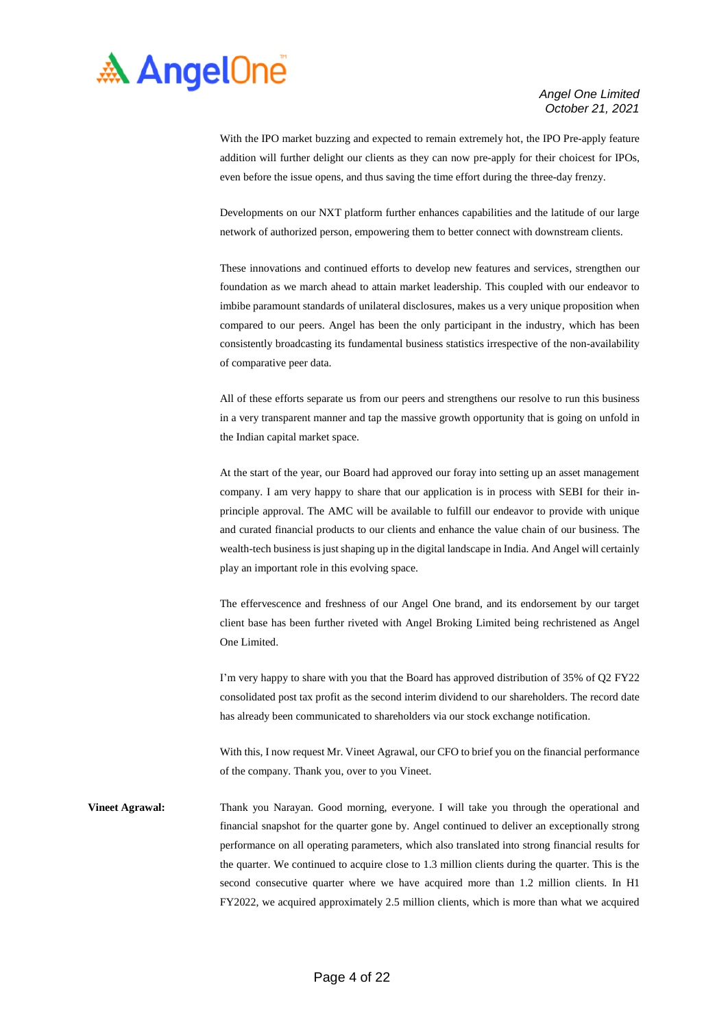With the IPO market buzzing and expected to remain extremely hot, the IPO Pre-apply feature addition will further delight our clients as they can now pre-apply for their choicest for IPOs, even before the issue opens, and thus saving the time effort during the three-day frenzy.

Developments on our NXT platform further enhances capabilities and the latitude of our large network of authorized person, empowering them to better connect with downstream clients.

These innovations and continued efforts to develop new features and services, strengthen our foundation as we march ahead to attain market leadership. This coupled with our endeavor to imbibe paramount standards of unilateral disclosures, makes us a very unique proposition when compared to our peers. Angel has been the only participant in the industry, which has been consistently broadcasting its fundamental business statistics irrespective of the non-availability of comparative peer data.

All of these efforts separate us from our peers and strengthens our resolve to run this business in a very transparent manner and tap the massive growth opportunity that is going on unfold in the Indian capital market space.

At the start of the year, our Board had approved our foray into setting up an asset management company. I am very happy to share that our application is in process with SEBI for their in-principle approval. The AMC will be available to fulfill our endeavor to provide with unique and curated financial products to our clients and enhance the value chain of our business. The wealth-tech business is just shaping up in the digital landscape in India. And Angel will certainly play an important role in this evolving space.

The effervescence and freshness of our Angel One brand, and its endorsement by our target client base has been further riveted with Angel Broking Limited being rechristened as Angel One Limited.

I'm very happy to share with you that the Board has approved distribution of 35% of Q2 FY22 consolidated post tax profit as the second interim dividend to our shareholders. The record date has already been communicated to shareholders via our stock exchange notification.

With this, I now request Mr. Vineet Agrawal, our CFO to brief you on the financial performance of the company. Thank you, over to you Vineet.

**Vineet Agrawal:** Thank you Narayan. Good morning, everyone. I will take you through the operational and financial snapshot for the quarter gone by. Angel continued to deliver an exceptionally strong performance on all operating parameters, which also translated into strong financial results for the quarter. We continued to acquire close to 1.3 million clients during the quarter. This is the second consecutive quarter where we have acquired more than 1.2 million clients. In H1 FY2022, we acquired approximately 2.5 million clients, which is more than what we acquired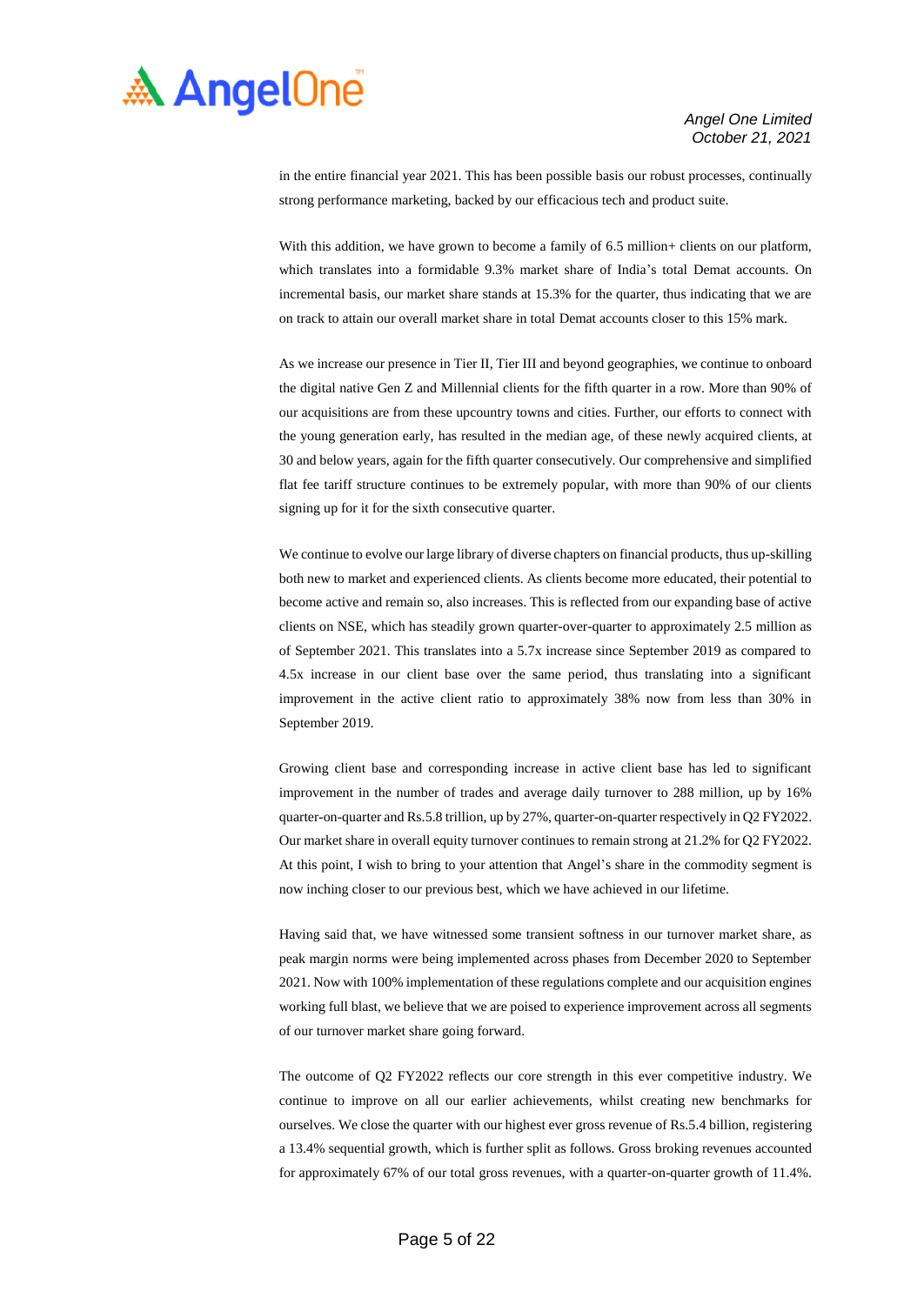in the entire financial year 2021. This has been possible basis our robust processes, continually strong performance marketing, backed by our efficacious tech and product suite.

With this addition, we have grown to become a family of 6.5 million+ clients on our platform, which translates into a formidable 9.3% market share of India's total Demat accounts. On incremental basis, our market share stands at 15.3% for the quarter, thus indicating that we are on track to attain our overall market share in total Demat accounts closer to this 15% mark.

As we increase our presence in Tier II, Tier III and beyond geographies, we continue to onboard the digital native Gen Z and Millennial clients for the fifth quarter in a row. More than 90% of our acquisitions are from these upcountry towns and cities. Further, our efforts to connect with the young generation early, has resulted in the median age, of these newly acquired clients, at 30 and below years, again for the fifth quarter consecutively. Our comprehensive and simplified flat fee tariff structure continues to be extremely popular, with more than 90% of our clients signing up for it for the sixth consecutive quarter.

We continue to evolve our large library of diverse chapters on financial products, thus up-skilling both new to market and experienced clients. As clients become more educated, their potential to become active and remain so, also increases. This is reflected from our expanding base of active clients on NSE, which has steadily grown quarter-over-quarter to approximately 2.5 million as of September 2021. This translates into a 5.7x increase since September 2019 as compared to 4.5x increase in our client base over the same period, thus translating into a significant improvement in the active client ratio to approximately 38% now from less than 30% in September 2019.

Growing client base and corresponding increase in active client base has led to significant improvement in the number of trades and average daily turnover to 288 million, up by 16% quarter-on-quarter and Rs.5.8 trillion, up by 27%, quarter-on-quarter respectively in Q2 FY2022. Our market share in overall equity turnover continues to remain strong at 21.2% for Q2 FY2022. At this point, I wish to bring to your attention that Angel's share in the commodity segment is now inching closer to our previous best, which we have achieved in our lifetime.

Having said that, we have witnessed some transient softness in our turnover market share, as peak margin norms were being implemented across phases from December 2020 to September 2021. Now with 100% implementation of these regulations complete and our acquisition engines working full blast, we believe that we are poised to experience improvement across all segments of our turnover market share going forward.

The outcome of Q2 FY2022 reflects our core strength in this ever competitive industry. We continue to improve on all our earlier achievements, whilst creating new benchmarks for ourselves. We close the quarter with our highest ever gross revenue of Rs.5.4 billion, registering a 13.4% sequential growth, which is further split as follows. Gross broking revenues accounted for approximately 67% of our total gross revenues, with a quarter-on-quarter growth of 11.4%.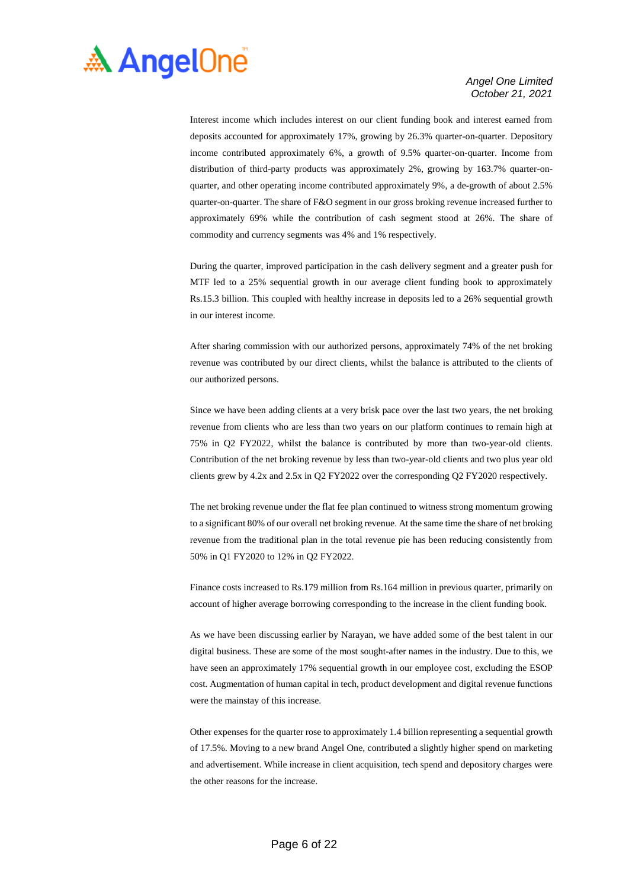Interest income which includes interest on our client funding book and interest earned from deposits accounted for approximately 17%, growing by 26.3% quarter-on-quarter. Depository income contributed approximately 6%, a growth of 9.5% quarter-on-quarter. Income from distribution of third-party products was approximately 2%, growing by 163.7% quarter-on-quarter, and other operating income contributed approximately 9%, a de-growth of about 2.5% quarter-on-quarter. The share of F&O segment in our gross broking revenue increased further to approximately 69% while the contribution of cash segment stood at 26%. The share of commodity and currency segments was 4% and 1% respectively.

During the quarter, improved participation in the cash delivery segment and a greater push for MTF led to a 25% sequential growth in our average client funding book to approximately Rs.15.3 billion. This coupled with healthy increase in deposits led to a 26% sequential growth in our interest income.

After sharing commission with our authorized persons, approximately 74% of the net broking revenue was contributed by our direct clients, whilst the balance is attributed to the clients of our authorized persons.

Since we have been adding clients at a very brisk pace over the last two years, the net broking revenue from clients who are less than two years on our platform continues to remain high at 75% in Q2 FY2022, whilst the balance is contributed by more than two-year-old clients. Contribution of the net broking revenue by less than two-year-old clients and two plus year old clients grew by 4.2x and 2.5x in Q2 FY2022 over the corresponding Q2 FY2020 respectively.

The net broking revenue under the flat fee plan continued to witness strong momentum growing to a significant 80% of our overall net broking revenue. At the same time the share of net broking revenue from the traditional plan in the total revenue pie has been reducing consistently from 50% in Q1 FY2020 to 12% in Q2 FY2022.

Finance costs increased to Rs.179 million from Rs.164 million in previous quarter, primarily on account of higher average borrowing corresponding to the increase in the client funding book.

As we have been discussing earlier by Narayan, we have added some of the best talent in our digital business. These are some of the most sought-after names in the industry. Due to this, we have seen an approximately 17% sequential growth in our employee cost, excluding the ESOP cost. Augmentation of human capital in tech, product development and digital revenue functions were the mainstay of this increase.

Other expenses for the quarter rose to approximately 1.4 billion representing a sequential growth of 17.5%. Moving to a new brand Angel One, contributed a slightly higher spend on marketing and advertisement. While increase in client acquisition, tech spend and depository charges were the other reasons for the increase.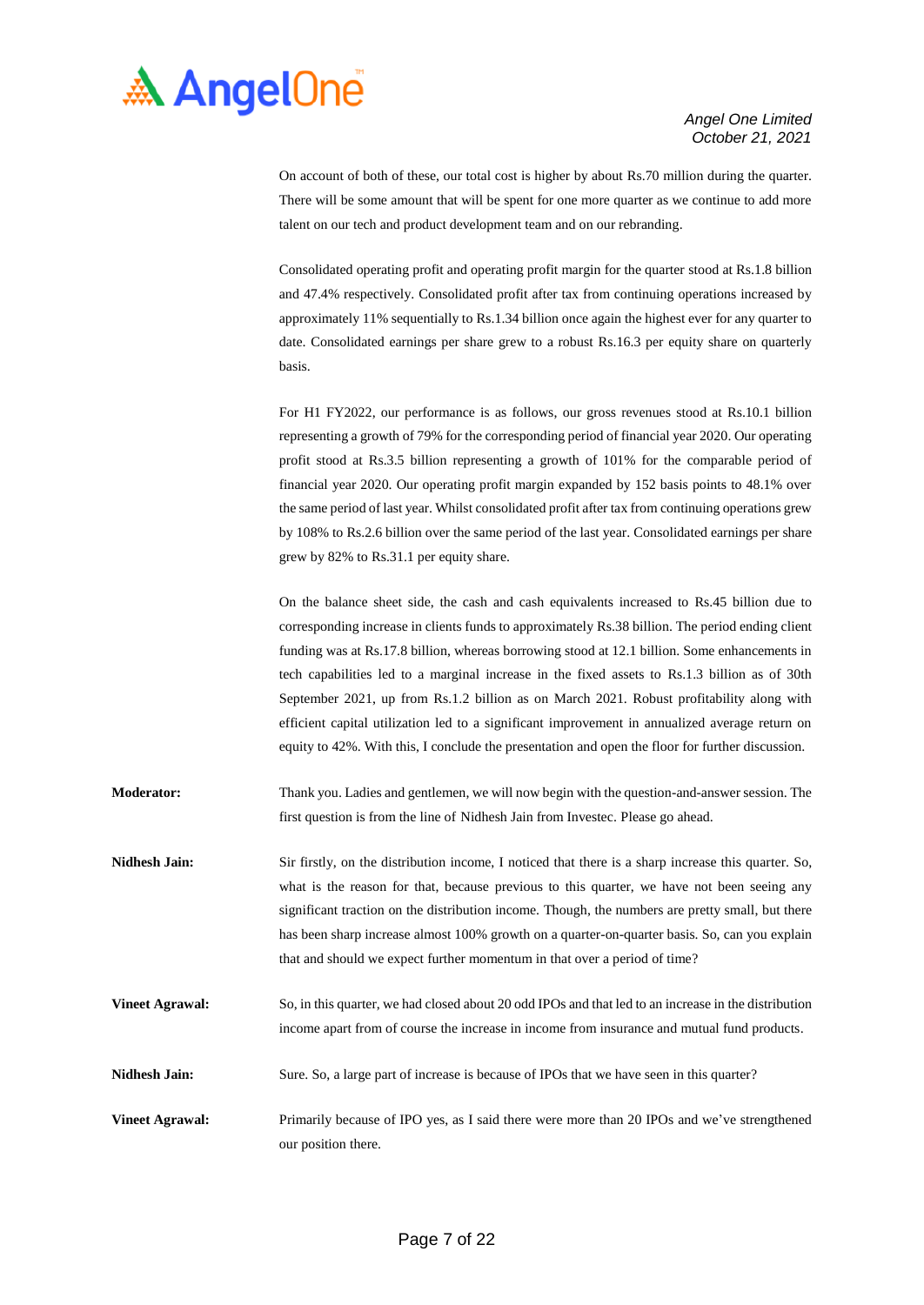On account of both of these, our total cost is higher by about Rs.70 million during the quarter. There will be some amount that will be spent for one more quarter as we continue to add more talent on our tech and product development team and on our rebranding.

Consolidated operating profit and operating profit margin for the quarter stood at Rs.1.8 billion and 47.4% respectively. Consolidated profit after tax from continuing operations increased by approximately 11% sequentially to Rs.1.34 billion once again the highest ever for any quarter to date. Consolidated earnings per share grew to a robust Rs.16.3 per equity share on quarterly basis.

For H1 FY2022, our performance is as follows, our gross revenues stood at Rs.10.1 billion representing a growth of 79% for the corresponding period of financial year 2020. Our operating profit stood at Rs.3.5 billion representing a growth of 101% for the comparable period of financial year 2020. Our operating profit margin expanded by 152 basis points to 48.1% over the same period of last year. Whilst consolidated profit after tax from continuing operations grew by 108% to Rs.2.6 billion over the same period of the last year. Consolidated earnings per share grew by 82% to Rs.31.1 per equity share.

On the balance sheet side, the cash and cash equivalents increased to Rs.45 billion due to corresponding increase in clients funds to approximately Rs.38 billion. The period ending client funding was at Rs.17.8 billion, whereas borrowing stood at 12.1 billion. Some enhancements in tech capabilities led to a marginal increase in the fixed assets to Rs.1.3 billion as of 30th September 2021, up from Rs.1.2 billion as on March 2021. Robust profitability along with efficient capital utilization led to a significant improvement in annualized average return on equity to 42%. With this, I conclude the presentation and open the floor for further discussion.

**Moderator:** Thank you. Ladies and gentlemen, we will now begin with the question-and-answer session. The first question is from the line of Nidhesh Jain from Investec. Please go ahead.

**Nidhesh Jain:** Sir firstly, on the distribution income, I noticed that there is a sharp increase this quarter. So, what is the reason for that, because previous to this quarter, we have not been seeing any significant traction on the distribution income. Though, the numbers are pretty small, but there has been sharp increase almost 100% growth on a quarter-on-quarter basis. So, can you explain that and should we expect further momentum in that over a period of time?

**Vineet Agrawal:** So, in this quarter, we had closed about 20 odd IPOs and that led to an increase in the distribution income apart from of course the increase in income from insurance and mutual fund products.

**Nidhesh Jain:** Sure. So, a large part of increase is because of IPOs that we have seen in this quarter?

**Vineet Agrawal:** Primarily because of IPO yes, as I said there were more than 20 IPOs and we've strengthened our position there.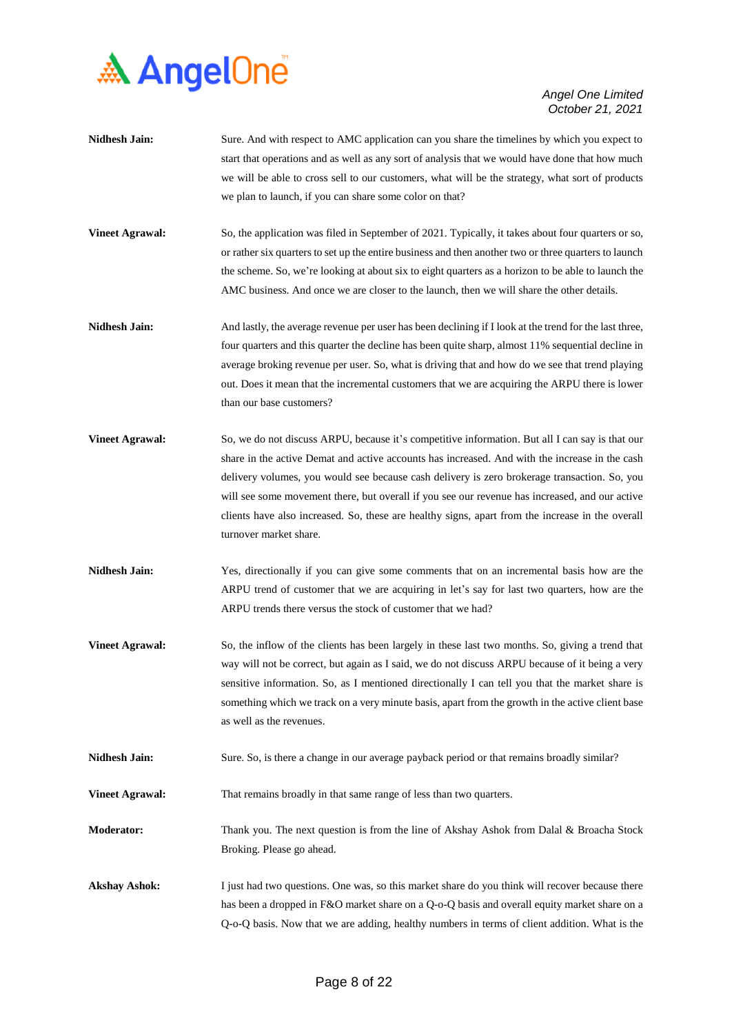**Nidhesh Jain:** Sure. And with respect to AMC application can you share the timelines by which you expect to start that operations and as well as any sort of analysis that we would have done that how much we will be able to cross sell to our customers, what will be the strategy, what sort of products we plan to launch, if you can share some color on that?

**Vineet Agrawal:** So, the application was filed in September of 2021. Typically, it takes about four quarters or so, or rather six quarters to set up the entire business and then another two or three quarters to launch the scheme. So, we're looking at about six to eight quarters as a horizon to be able to launch the AMC business. And once we are closer to the launch, then we will share the other details.

**Nidhesh Jain:** And lastly, the average revenue per user has been declining if I look at the trend for the last three, four quarters and this quarter the decline has been quite sharp, almost 11% sequential decline in average broking revenue per user. So, what is driving that and how do we see that trend playing out. Does it mean that the incremental customers that we are acquiring the ARPU there is lower than our base customers?

**Vineet Agrawal:** So, we do not discuss ARPU, because it's competitive information. But all I can say is that our share in the active Demat and active accounts has increased. And with the increase in the cash delivery volumes, you would see because cash delivery is zero brokerage transaction. So, you will see some movement there, but overall if you see our revenue has increased, and our active clients have also increased. So, these are healthy signs, apart from the increase in the overall turnover market share.

**Nidhesh Jain:** Yes, directionally if you can give some comments that on an incremental basis how are the ARPU trend of customer that we are acquiring in let's say for last two quarters, how are the ARPU trends there versus the stock of customer that we had?

**Vineet Agrawal:** So, the inflow of the clients has been largely in these last two months. So, giving a trend that way will not be correct, but again as I said, we do not discuss ARPU because of it being a very sensitive information. So, as I mentioned directionally I can tell you that the market share is something which we track on a very minute basis, apart from the growth in the active client base as well as the revenues.

**Nidhesh Jain:** Sure. So, is there a change in our average payback period or that remains broadly similar?

**Vineet Agrawal:** That remains broadly in that same range of less than two quarters.

**Moderator:** Thank you. The next question is from the line of Akshay Ashok from Dalal & Broacha Stock Broking. Please go ahead.

**Akshay Ashok:** I just had two questions. One was, so this market share do you think will recover because there has been a dropped in F&O market share on a Q-o-Q basis and overall equity market share on a Q-o-Q basis. Now that we are adding, healthy numbers in terms of client addition. What is the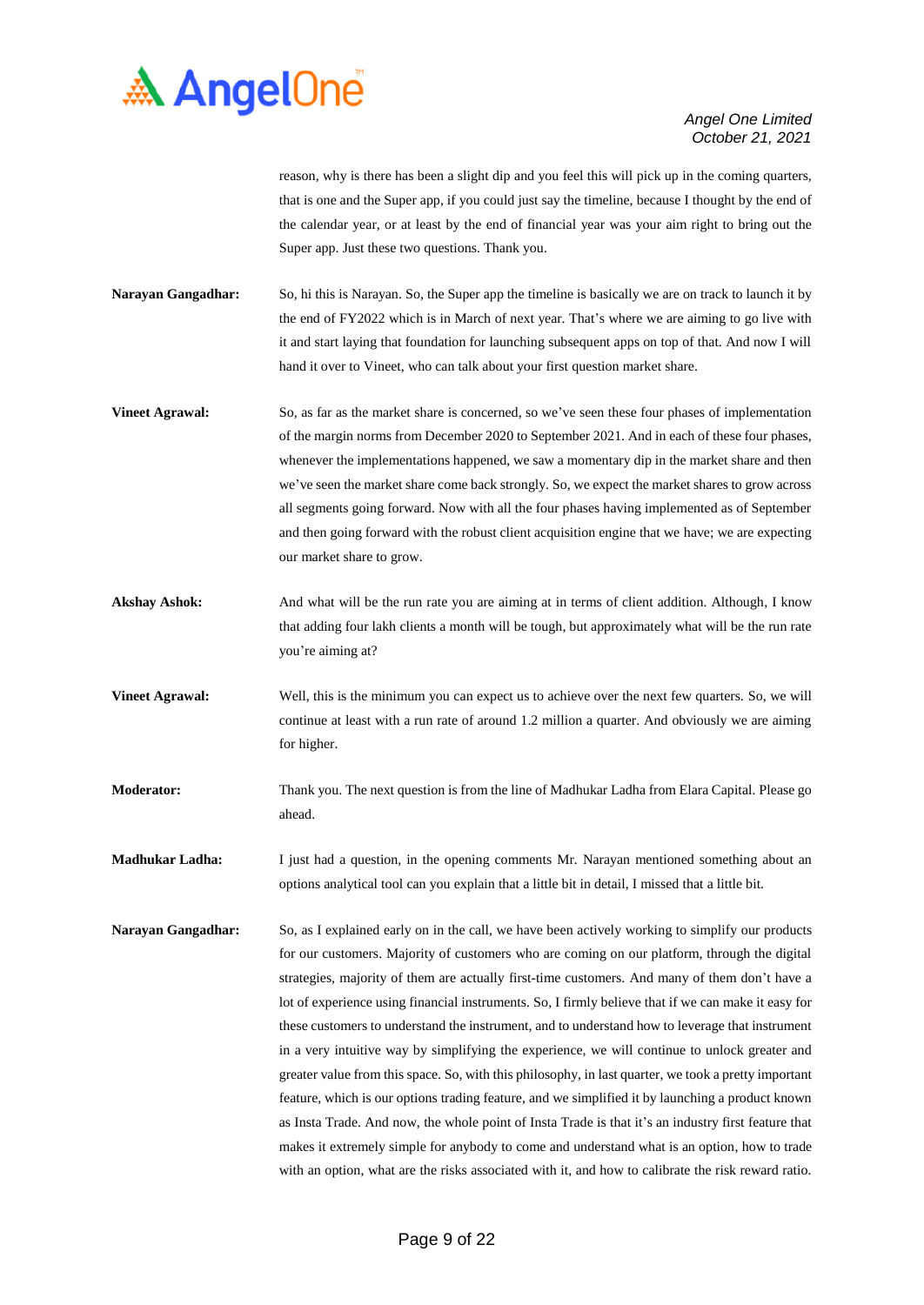reason, why is there has been a slight dip and you feel this will pick up in the coming quarters, that is one and the Super app, if you could just say the timeline, because I thought by the end of the calendar year, or at least by the end of financial year was your aim right to bring out the Super app. Just these two questions. Thank you.

**Narayan Gangadhar:** So, hi this is Narayan. So, the Super app the timeline is basically we are on track to launch it by the end of FY2022 which is in March of next year. That's where we are aiming to go live with it and start laying that foundation for launching subsequent apps on top of that. And now I will hand it over to Vineet, who can talk about your first question market share.

**Vineet Agrawal:** So, as far as the market share is concerned, so we've seen these four phases of implementation of the margin norms from December 2020 to September 2021. And in each of these four phases, whenever the implementations happened, we saw a momentary dip in the market share and then we've seen the market share come back strongly. So, we expect the market shares to grow across all segments going forward. Now with all the four phases having implemented as of September and then going forward with the robust client acquisition engine that we have; we are expecting our market share to grow.

**Akshay Ashok:** And what will be the run rate you are aiming at in terms of client addition. Although, I know that adding four lakh clients a month will be tough, but approximately what will be the run rate you're aiming at?

**Vineet Agrawal:** Well, this is the minimum you can expect us to achieve over the next few quarters. So, we will continue at least with a run rate of around 1.2 million a quarter. And obviously we are aiming for higher.

**Moderator:** Thank you. The next question is from the line of Madhukar Ladha from Elara Capital. Please go ahead.

**Madhukar Ladha:** I just had a question, in the opening comments Mr. Narayan mentioned something about an options analytical tool can you explain that a little bit in detail, I missed that a little bit.

**Narayan Gangadhar:** So, as I explained early on in the call, we have been actively working to simplify our products for our customers. Majority of customers who are coming on our platform, through the digital strategies, majority of them are actually first-time customers. And many of them don't have a lot of experience using financial instruments. So, I firmly believe that if we can make it easy for these customers to understand the instrument, and to understand how to leverage that instrument in a very intuitive way by simplifying the experience, we will continue to unlock greater and greater value from this space. So, with this philosophy, in last quarter, we took a pretty important feature, which is our options trading feature, and we simplified it by launching a product known as Insta Trade. And now, the whole point of Insta Trade is that it's an industry first feature that makes it extremely simple for anybody to come and understand what is an option, how to trade with an option, what are the risks associated with it, and how to calibrate the risk reward ratio.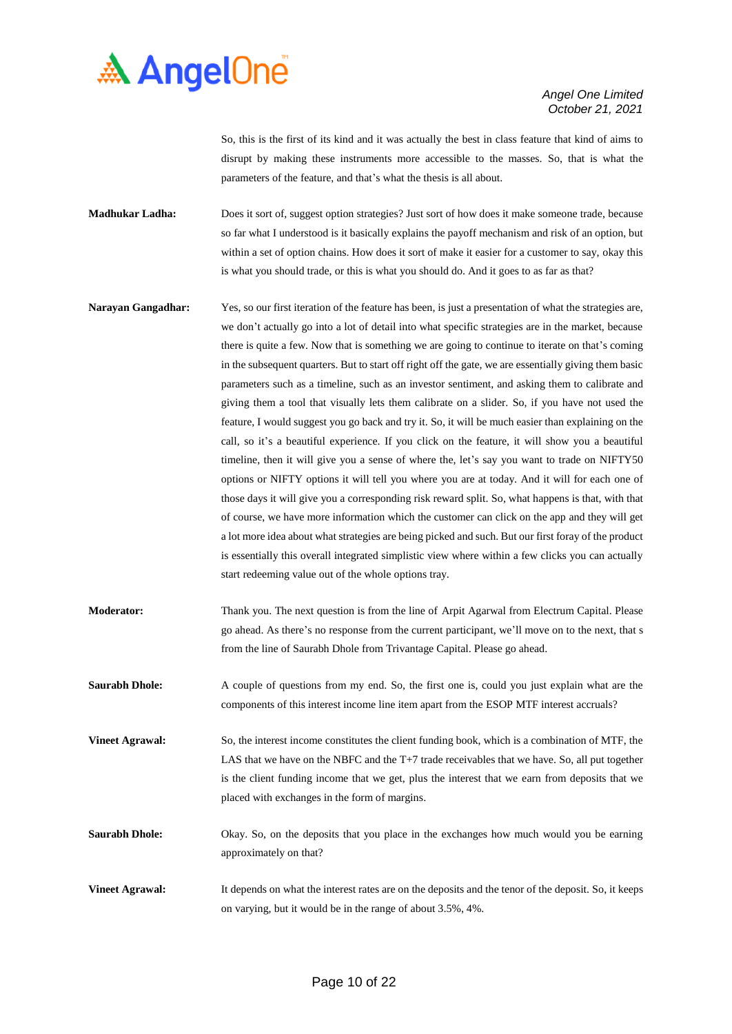So, this is the first of its kind and it was actually the best in class feature that kind of aims to disrupt by making these instruments more accessible to the masses. So, that is what the parameters of the feature, and that's what the thesis is all about.

**Madhukar Ladha:** Does it sort of, suggest option strategies? Just sort of how does it make someone trade, because so far what I understood is it basically explains the payoff mechanism and risk of an option, but within a set of option chains. How does it sort of make it easier for a customer to say, okay this is what you should trade, or this is what you should do. And it goes to as far as that?

**Narayan Gangadhar:** Yes, so our first iteration of the feature has been, is just a presentation of what the strategies are, we don't actually go into a lot of detail into what specific strategies are in the market, because there is quite a few. Now that is something we are going to continue to iterate on that's coming in the subsequent quarters. But to start off right off the gate, we are essentially giving them basic parameters such as a timeline, such as an investor sentiment, and asking them to calibrate and giving them a tool that visually lets them calibrate on a slider. So, if you have not used the feature, I would suggest you go back and try it. So, it will be much easier than explaining on the call, so it's a beautiful experience. If you click on the feature, it will show you a beautiful timeline, then it will give you a sense of where the, let's say you want to trade on NIFTY50 options or NIFTY options it will tell you where you are at today. And it will for each one of those days it will give you a corresponding risk reward split. So, what happens is that, with that of course, we have more information which the customer can click on the app and they will get a lot more idea about what strategies are being picked and such. But our first foray of the product is essentially this overall integrated simplistic view where within a few clicks you can actually start redeeming value out of the whole options tray.

**Moderator:** Thank you. The next question is from the line of Arpit Agarwal from Electrum Capital. Please go ahead. As there's no response from the current participant, we'll move on to the next, that s from the line of Saurabh Dhole from Trivantage Capital. Please go ahead.

**Saurabh Dhole:** A couple of questions from my end. So, the first one is, could you just explain what are the components of this interest income line item apart from the ESOP MTF interest accruals?

**Vineet Agrawal:** So, the interest income constitutes the client funding book, which is a combination of MTF, the LAS that we have on the NBFC and the T+7 trade receivables that we have. So, all put together is the client funding income that we get, plus the interest that we earn from deposits that we placed with exchanges in the form of margins.

**Saurabh Dhole:** Okay. So, on the deposits that you place in the exchanges how much would you be earning approximately on that?

**Vineet Agrawal:** It depends on what the interest rates are on the deposits and the tenor of the deposit. So, it keeps on varying, but it would be in the range of about 3.5%, 4%.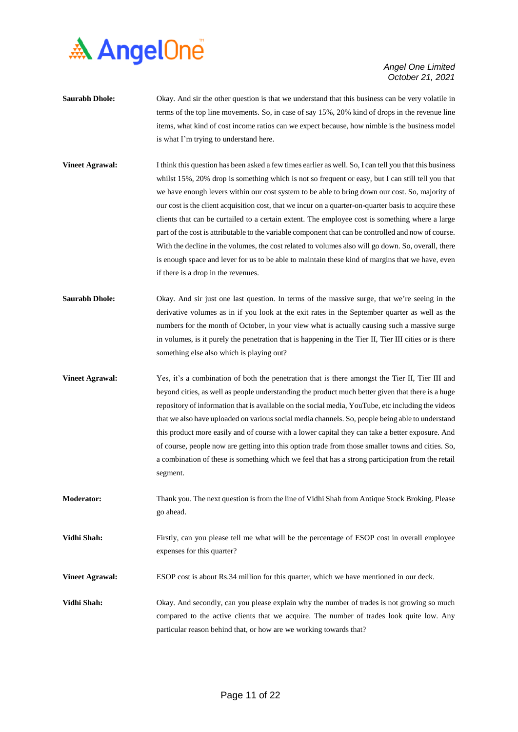**Saurabh Dhole:** Okay. And sir the other question is that we understand that this business can be very volatile in terms of the top line movements. So, in case of say 15%, 20% kind of drops in the revenue line items, what kind of cost income ratios can we expect because, how nimble is the business model is what I'm trying to understand here.

**Vineet Agrawal:** I think this question has been asked a few times earlier as well. So, I can tell you that this business whilst 15%, 20% drop is something which is not so frequent or easy, but I can still tell you that we have enough levers within our cost system to be able to bring down our cost. So, majority of our cost is the client acquisition cost, that we incur on a quarter-on-quarter basis to acquire these clients that can be curtailed to a certain extent. The employee cost is something where a large part of the cost is attributable to the variable component that can be controlled and now of course. With the decline in the volumes, the cost related to volumes also will go down. So, overall, there is enough space and lever for us to be able to maintain these kind of margins that we have, even if there is a drop in the revenues.

**Saurabh Dhole:** Okay. And sir just one last question. In terms of the massive surge, that we're seeing in the derivative volumes as in if you look at the exit rates in the September quarter as well as the numbers for the month of October, in your view what is actually causing such a massive surge in volumes, is it purely the penetration that is happening in the Tier II, Tier III cities or is there something else also which is playing out?

**Vineet Agrawal:** Yes, it's a combination of both the penetration that is there amongst the Tier II, Tier III and beyond cities, as well as people understanding the product much better given that there is a huge repository of information that is available on the social media, YouTube, etc including the videos that we also have uploaded on various social media channels. So, people being able to understand this product more easily and of course with a lower capital they can take a better exposure. And of course, people now are getting into this option trade from those smaller towns and cities. So, a combination of these is something which we feel that has a strong participation from the retail segment.

**Moderator:** Thank you. The next question is from the line of Vidhi Shah from Antique Stock Broking. Please go ahead.

**Vidhi Shah:** Firstly, can you please tell me what will be the percentage of ESOP cost in overall employee expenses for this quarter?

**Vineet Agrawal:** ESOP cost is about Rs.34 million for this quarter, which we have mentioned in our deck.

**Vidhi Shah:** Okay. And secondly, can you please explain why the number of trades is not growing so much compared to the active clients that we acquire. The number of trades look quite low. Any particular reason behind that, or how are we working towards that?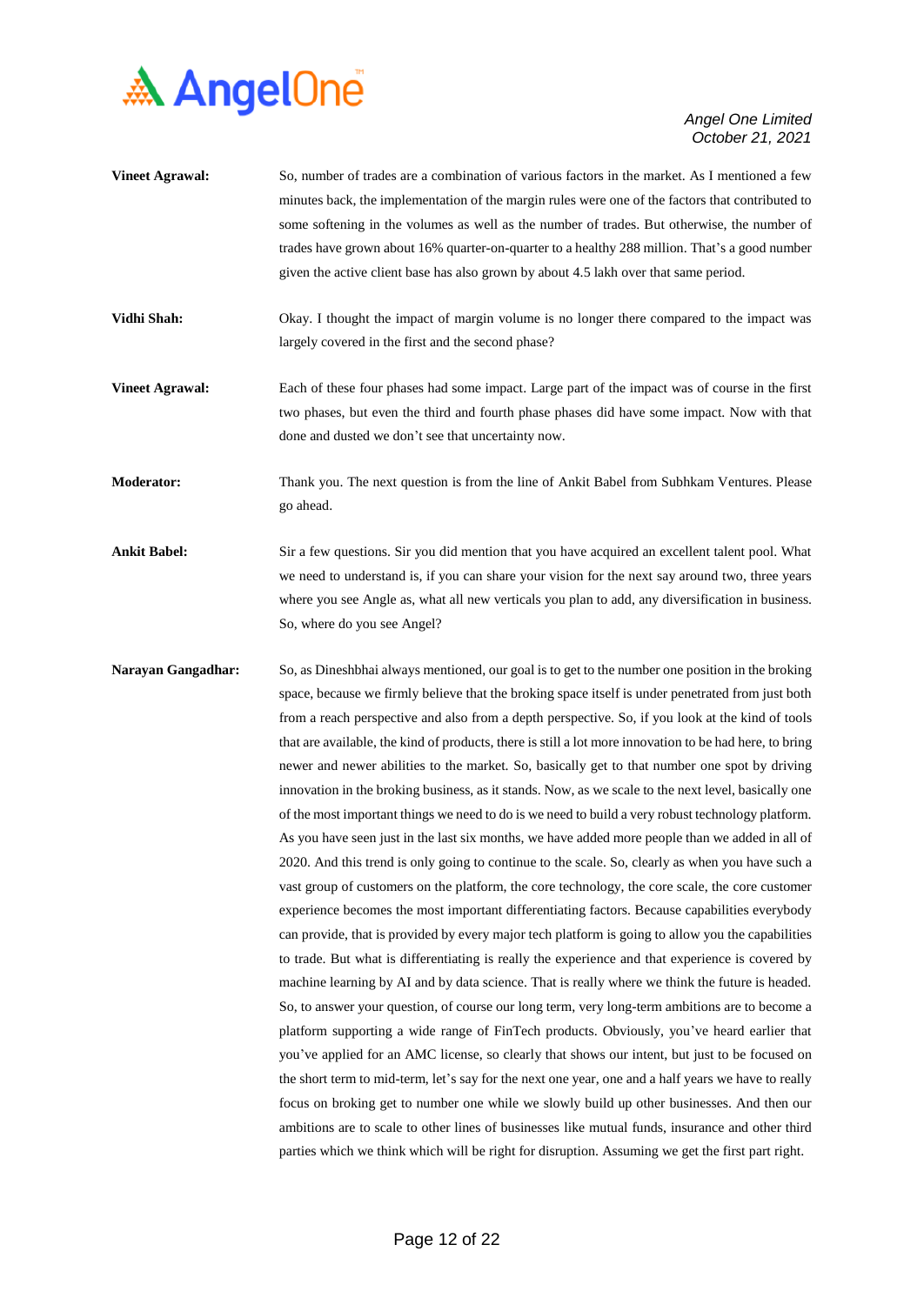**Vineet Agrawal:** So, number of trades are a combination of various factors in the market. As I mentioned a few minutes back, the implementation of the margin rules were one of the factors that contributed to some softening in the volumes as well as the number of trades. But otherwise, the number of trades have grown about 16% quarter-on-quarter to a healthy 288 million. That's a good number given the active client base has also grown by about 4.5 lakh over that same period.

**Vidhi Shah:** Okay. I thought the impact of margin volume is no longer there compared to the impact was largely covered in the first and the second phase?

**Vineet Agrawal:** Each of these four phases had some impact. Large part of the impact was of course in the first two phases, but even the third and fourth phase phases did have some impact. Now with that done and dusted we don't see that uncertainty now.

**Moderator:** Thank you. The next question is from the line of Ankit Babel from Subhkam Ventures. Please go ahead.

**Ankit Babel:** Sir a few questions. Sir you did mention that you have acquired an excellent talent pool. What we need to understand is, if you can share your vision for the next say around two, three years where you see Angle as, what all new verticals you plan to add, any diversification in business. So, where do you see Angel?

**Narayan Gangadhar:** So, as Dineshbhai always mentioned, our goal is to get to the number one position in the broking space, because we firmly believe that the broking space itself is under penetrated from just both from a reach perspective and also from a depth perspective. So, if you look at the kind of tools that are available, the kind of products, there is still a lot more innovation to be had here, to bring newer and newer abilities to the market. So, basically get to that number one spot by driving innovation in the broking business, as it stands. Now, as we scale to the next level, basically one of the most important things we need to do is we need to build a very robust technology platform. As you have seen just in the last six months, we have added more people than we added in all of 2020. And this trend is only going to continue to the scale. So, clearly as when you have such a vast group of customers on the platform, the core technology, the core scale, the core customer experience becomes the most important differentiating factors. Because capabilities everybody can provide, that is provided by every major tech platform is going to allow you the capabilities to trade. But what is differentiating is really the experience and that experience is covered by machine learning by AI and by data science. That is really where we think the future is headed. So, to answer your question, of course our long term, very long-term ambitions are to become a platform supporting a wide range of FinTech products. Obviously, you've heard earlier that you've applied for an AMC license, so clearly that shows our intent, but just to be focused on the short term to mid-term, let's say for the next one year, one and a half years we have to really focus on broking get to number one while we slowly build up other businesses. And then our ambitions are to scale to other lines of businesses like mutual funds, insurance and other third parties which we think which will be right for disruption. Assuming we get the first part right.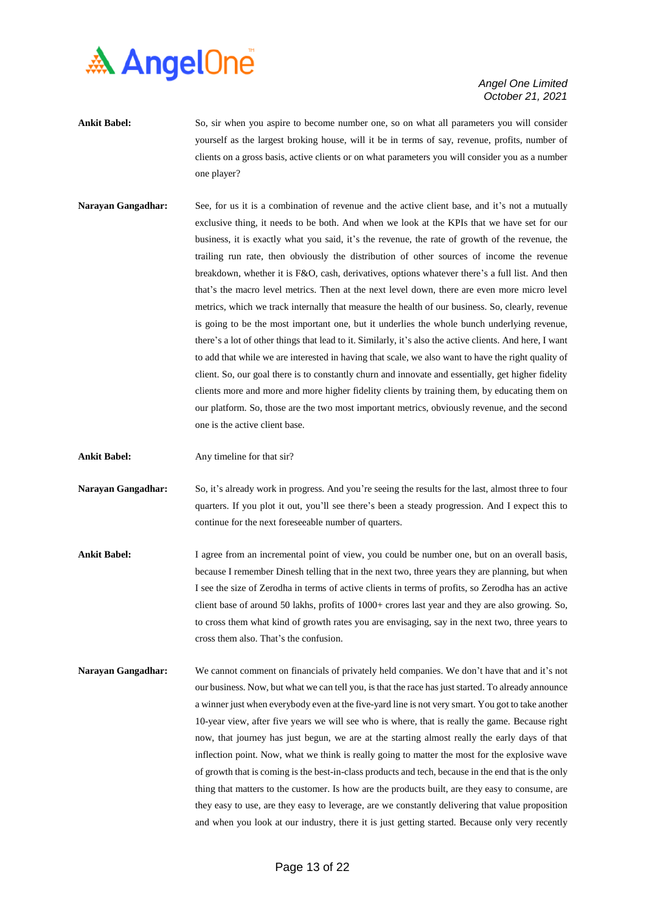**Ankit Babel:** So, sir when you aspire to become number one, so on what all parameters you will consider yourself as the largest broking house, will it be in terms of say, revenue, profits, number of clients on a gross basis, active clients or on what parameters you will consider you as a number one player?

**Narayan Gangadhar:** See, for us it is a combination of revenue and the active client base, and it's not a mutually exclusive thing, it needs to be both. And when we look at the KPIs that we have set for our business, it is exactly what you said, it's the revenue, the rate of growth of the revenue, the trailing run rate, then obviously the distribution of other sources of income the revenue breakdown, whether it is F&O, cash, derivatives, options whatever there's a full list. And then that's the macro level metrics. Then at the next level down, there are even more micro level metrics, which we track internally that measure the health of our business. So, clearly, revenue is going to be the most important one, but it underlies the whole bunch underlying revenue, there's a lot of other things that lead to it. Similarly, it's also the active clients. And here, I want to add that while we are interested in having that scale, we also want to have the right quality of client. So, our goal there is to constantly churn and innovate and essentially, get higher fidelity clients more and more and more higher fidelity clients by training them, by educating them on our platform. So, those are the two most important metrics, obviously revenue, and the second one is the active client base.

**Ankit Babel:** Any timeline for that sir?

**Narayan Gangadhar:** So, it's already work in progress. And you're seeing the results for the last, almost three to four quarters. If you plot it out, you'll see there's been a steady progression. And I expect this to continue for the next foreseeable number of quarters.

**Ankit Babel:** I agree from an incremental point of view, you could be number one, but on an overall basis, because I remember Dinesh telling that in the next two, three years they are planning, but when I see the size of Zerodha in terms of active clients in terms of profits, so Zerodha has an active client base of around 50 lakhs, profits of 1000+ crores last year and they are also growing. So, to cross them what kind of growth rates you are envisaging, say in the next two, three years to cross them also. That's the confusion.

**Narayan Gangadhar:** We cannot comment on financials of privately held companies. We don't have that and it's not our business. Now, but what we can tell you, is that the race has just started. To already announce a winner just when everybody even at the five-yard line is not very smart. You got to take another 10-year view, after five years we will see who is where, that is really the game. Because right now, that journey has just begun, we are at the starting almost really the early days of that inflection point. Now, what we think is really going to matter the most for the explosive wave of growth that is coming is the best-in-class products and tech, because in the end that is the only thing that matters to the customer. Is how are the products built, are they easy to consume, are they easy to use, are they easy to leverage, are we constantly delivering that value proposition and when you look at our industry, there it is just getting started. Because only very recently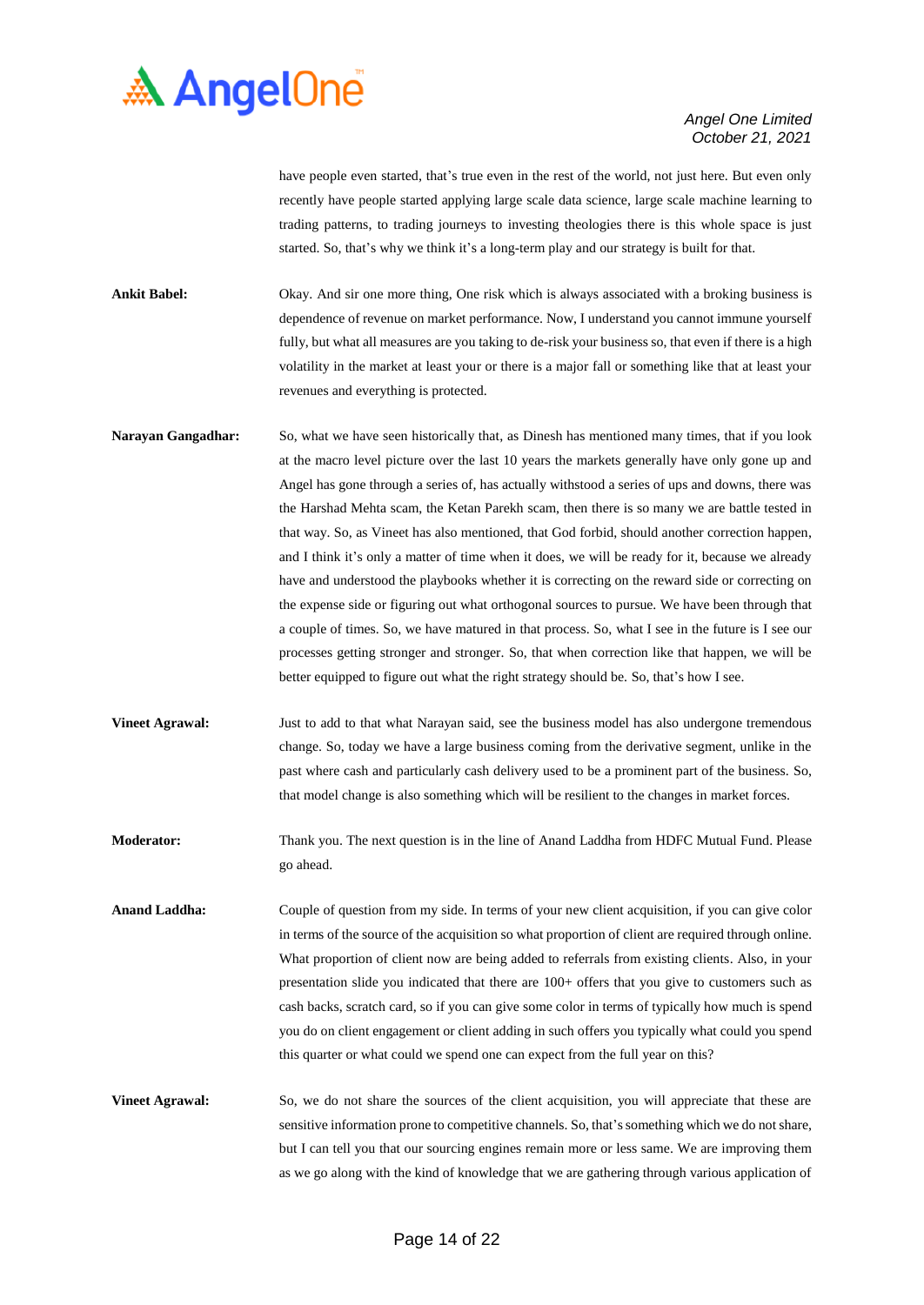have people even started, that's true even in the rest of the world, not just here. But even only recently have people started applying large scale data science, large scale machine learning to trading patterns, to trading journeys to investing theologies there is this whole space is just started. So, that's why we think it's a long-term play and our strategy is built for that.

**Ankit Babel:** Okay. And sir one more thing, One risk which is always associated with a broking business is dependence of revenue on market performance. Now, I understand you cannot immune yourself fully, but what all measures are you taking to de-risk your business so, that even if there is a high volatility in the market at least your or there is a major fall or something like that at least your revenues and everything is protected.

**Narayan Gangadhar:** So, what we have seen historically that, as Dinesh has mentioned many times, that if you look at the macro level picture over the last 10 years the markets generally have only gone up and Angel has gone through a series of, has actually withstood a series of ups and downs, there was the Harshad Mehta scam, the Ketan Parekh scam, then there is so many we are battle tested in that way. So, as Vineet has also mentioned, that God forbid, should another correction happen, and I think it's only a matter of time when it does, we will be ready for it, because we already have and understood the playbooks whether it is correcting on the reward side or correcting on the expense side or figuring out what orthogonal sources to pursue. We have been through that a couple of times. So, we have matured in that process. So, what I see in the future is I see our processes getting stronger and stronger. So, that when correction like that happen, we will be better equipped to figure out what the right strategy should be. So, that's how I see.

**Vineet Agrawal:** Just to add to that what Narayan said, see the business model has also undergone tremendous change. So, today we have a large business coming from the derivative segment, unlike in the past where cash and particularly cash delivery used to be a prominent part of the business. So, that model change is also something which will be resilient to the changes in market forces.

**Moderator:** Thank you. The next question is in the line of Anand Laddha from HDFC Mutual Fund. Please go ahead.

**Anand Laddha:** Couple of question from my side. In terms of your new client acquisition, if you can give color in terms of the source of the acquisition so what proportion of client are required through online. What proportion of client now are being added to referrals from existing clients. Also, in your presentation slide you indicated that there are 100+ offers that you give to customers such as cash backs, scratch card, so if you can give some color in terms of typically how much is spend you do on client engagement or client adding in such offers you typically what could you spend this quarter or what could we spend one can expect from the full year on this?

**Vineet Agrawal:** So, we do not share the sources of the client acquisition, you will appreciate that these are sensitive information prone to competitive channels. So, that's something which we do not share, but I can tell you that our sourcing engines remain more or less same. We are improving them as we go along with the kind of knowledge that we are gathering through various application of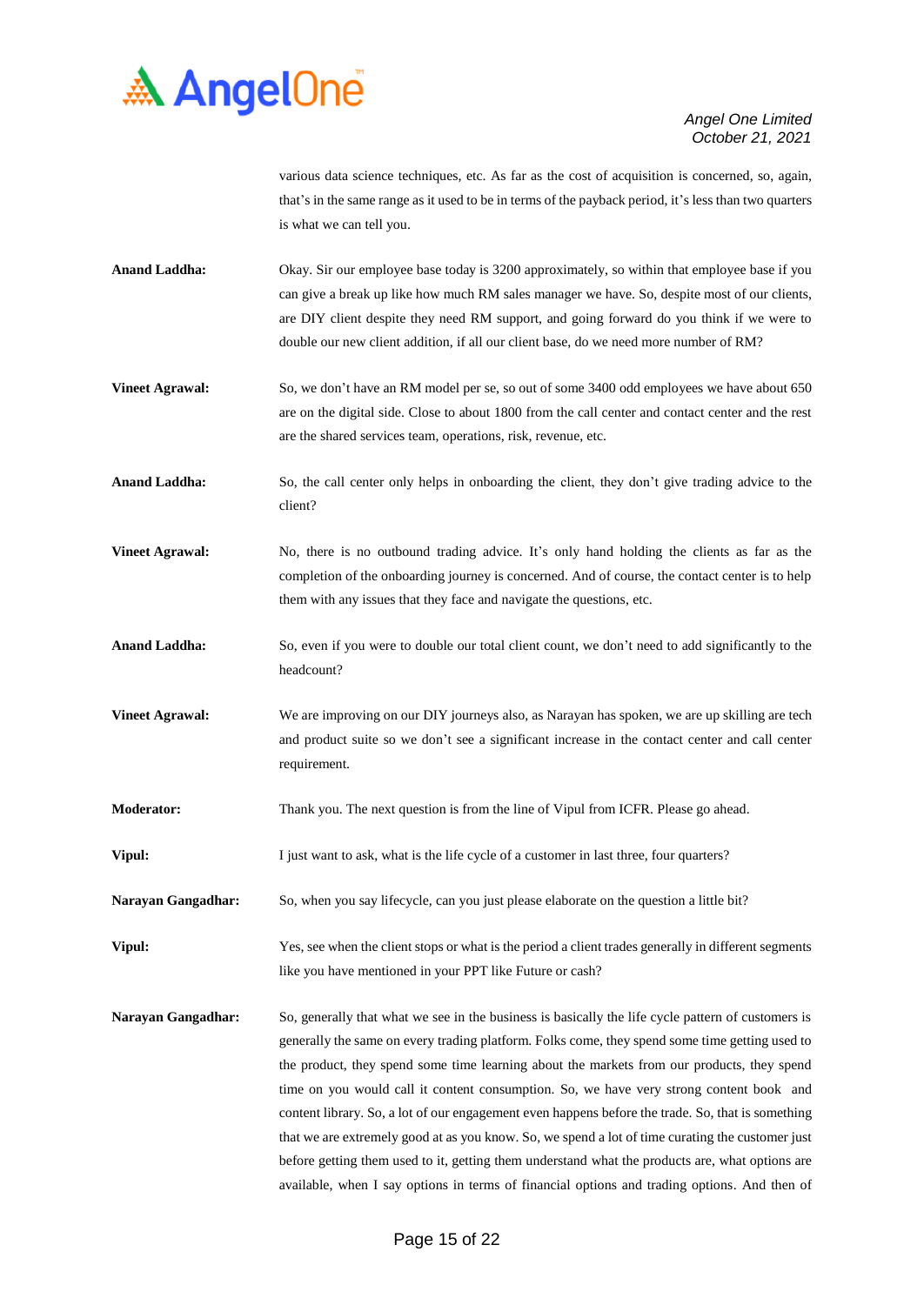various data science techniques, etc. As far as the cost of acquisition is concerned, so, again, that's in the same range as it used to be in terms of the payback period, it's less than two quarters is what we can tell you.

**Anand Laddha:** Okay. Sir our employee base today is 3200 approximately, so within that employee base if you can give a break up like how much RM sales manager we have. So, despite most of our clients, are DIY client despite they need RM support, and going forward do you think if we were to double our new client addition, if all our client base, do we need more number of RM?

**Vineet Agrawal:** So, we don't have an RM model per se, so out of some 3400 odd employees we have about 650 are on the digital side. Close to about 1800 from the call center and contact center and the rest are the shared services team, operations, risk, revenue, etc.

**Anand Laddha:** So, the call center only helps in onboarding the client, they don't give trading advice to the client?

**Vineet Agrawal:** No, there is no outbound trading advice. It's only hand holding the clients as far as the completion of the onboarding journey is concerned. And of course, the contact center is to help them with any issues that they face and navigate the questions, etc.

**Anand Laddha:** So, even if you were to double our total client count, we don't need to add significantly to the headcount?

**Vineet Agrawal:** We are improving on our DIY journeys also, as Narayan has spoken, we are up skilling are tech and product suite so we don't see a significant increase in the contact center and call center requirement.

**Moderator:** Thank you. The next question is from the line of Vipul from ICFR. Please go ahead.

**Vipul:** I just want to ask, what is the life cycle of a customer in last three, four quarters?

**Narayan Gangadhar:** So, when you say lifecycle, can you just please elaborate on the question a little bit?

**Vipul:** Yes, see when the client stops or what is the period a client trades generally in different segments like you have mentioned in your PPT like Future or cash?

**Narayan Gangadhar:** So, generally that what we see in the business is basically the life cycle pattern of customers is generally the same on every trading platform. Folks come, they spend some time getting used to the product, they spend some time learning about the markets from our products, they spend time on you would call it content consumption. So, we have very strong content book and content library. So, a lot of our engagement even happens before the trade. So, that is something that we are extremely good at as you know. So, we spend a lot of time curating the customer just before getting them used to it, getting them understand what the products are, what options are available, when I say options in terms of financial options and trading options. And then of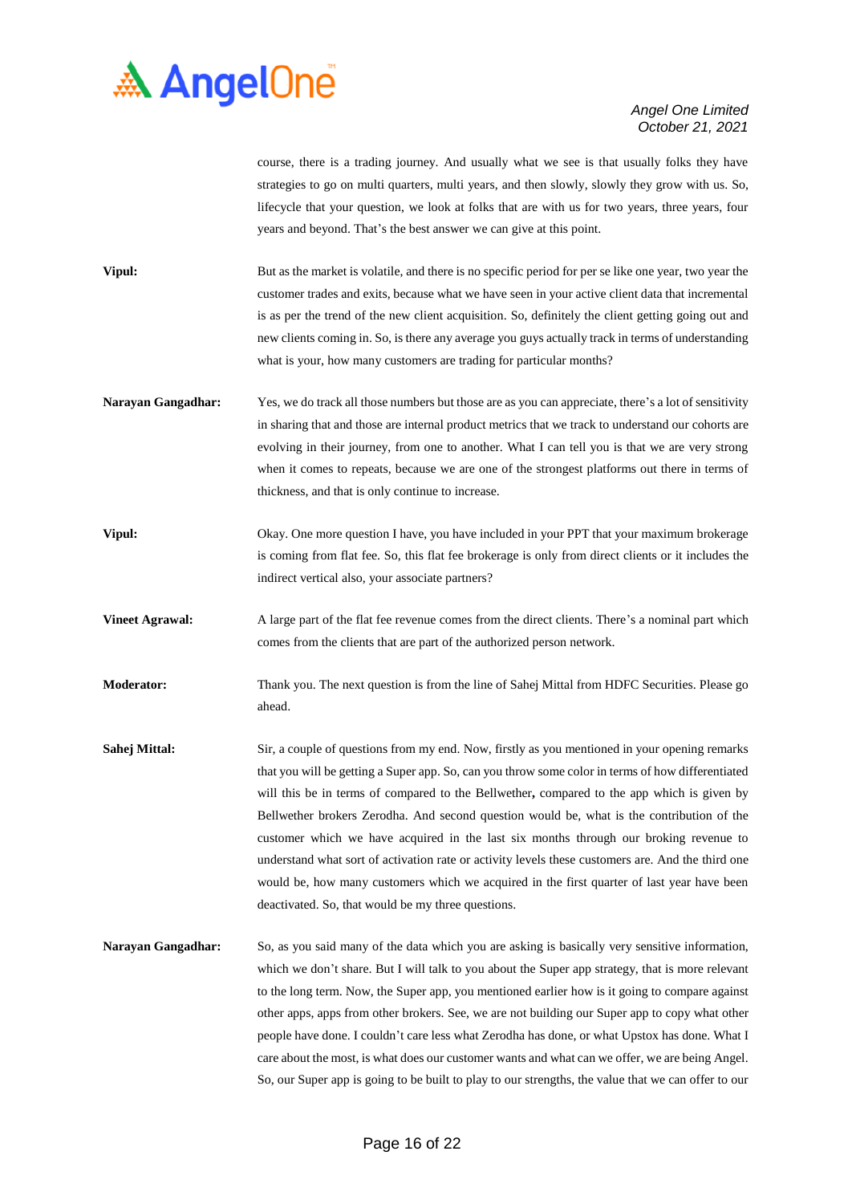course, there is a trading journey. And usually what we see is that usually folks they have strategies to go on multi quarters, multi years, and then slowly, slowly they grow with us. So, lifecycle that your question, we look at folks that are with us for two years, three years, four years and beyond. That's the best answer we can give at this point.

**Vipul:** But as the market is volatile, and there is no specific period for per se like one year, two year the customer trades and exits, because what we have seen in your active client data that incremental is as per the trend of the new client acquisition. So, definitely the client getting going out and new clients coming in. So, is there any average you guys actually track in terms of understanding what is your, how many customers are trading for particular months?

**Narayan Gangadhar:** Yes, we do track all those numbers but those are as you can appreciate, there's a lot of sensitivity in sharing that and those are internal product metrics that we track to understand our cohorts are evolving in their journey, from one to another. What I can tell you is that we are very strong when it comes to repeats, because we are one of the strongest platforms out there in terms of thickness, and that is only continue to increase.

**Vipul:** Okay. One more question I have, you have included in your PPT that your maximum brokerage is coming from flat fee. So, this flat fee brokerage is only from direct clients or it includes the indirect vertical also, your associate partners?

**Vineet Agrawal:** A large part of the flat fee revenue comes from the direct clients. There's a nominal part which comes from the clients that are part of the authorized person network.

**Moderator:** Thank you. The next question is from the line of Sahej Mittal from HDFC Securities. Please go ahead.

**Sahej Mittal:** Sir, a couple of questions from my end. Now, firstly as you mentioned in your opening remarks that you will be getting a Super app. So, can you throw some color in terms of how differentiated will this be in terms of compared to the Bellwether**,** compared to the app which is given by Bellwether brokers Zerodha. And second question would be, what is the contribution of the customer which we have acquired in the last six months through our broking revenue to understand what sort of activation rate or activity levels these customers are. And the third one would be, how many customers which we acquired in the first quarter of last year have been deactivated. So, that would be my three questions.

**Narayan Gangadhar:** So, as you said many of the data which you are asking is basically very sensitive information, which we don't share. But I will talk to you about the Super app strategy, that is more relevant to the long term. Now, the Super app, you mentioned earlier how is it going to compare against other apps, apps from other brokers. See, we are not building our Super app to copy what other people have done. I couldn't care less what Zerodha has done, or what Upstox has done. What I care about the most, is what does our customer wants and what can we offer, we are being Angel. So, our Super app is going to be built to play to our strengths, the value that we can offer to our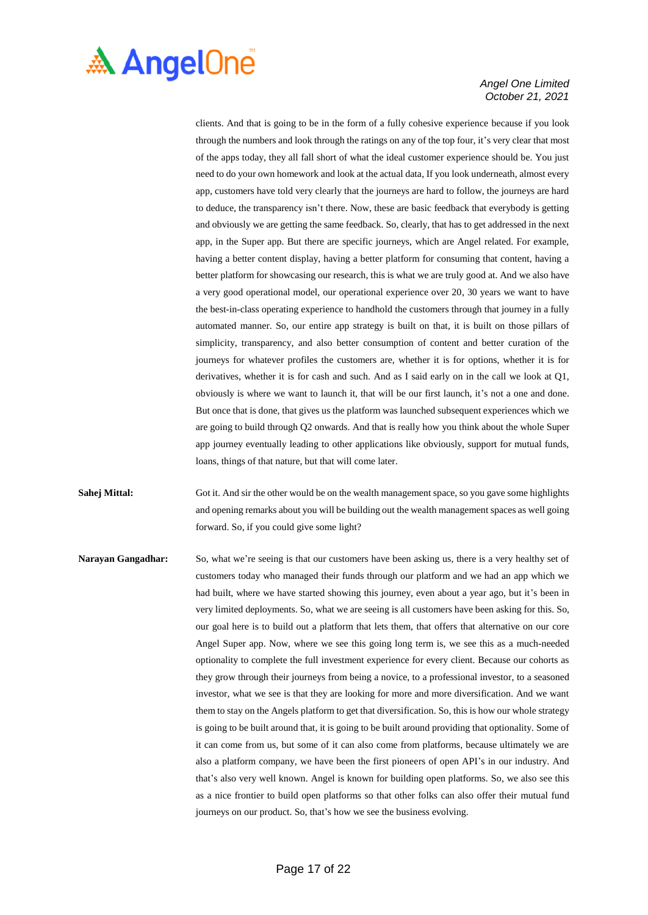clients. And that is going to be in the form of a fully cohesive experience because if you look through the numbers and look through the ratings on any of the top four, it's very clear that most of the apps today, they all fall short of what the ideal customer experience should be. You just need to do your own homework and look at the actual data, If you look underneath, almost every app, customers have told very clearly that the journeys are hard to follow, the journeys are hard to deduce, the transparency isn't there. Now, these are basic feedback that everybody is getting and obviously we are getting the same feedback. So, clearly, that has to get addressed in the next app, in the Super app. But there are specific journeys, which are Angel related. For example, having a better content display, having a better platform for consuming that content, having a better platform for showcasing our research, this is what we are truly good at. And we also have a very good operational model, our operational experience over 20, 30 years we want to have the best-in-class operating experience to handhold the customers through that journey in a fully automated manner. So, our entire app strategy is built on that, it is built on those pillars of simplicity, transparency, and also better consumption of content and better curation of the journeys for whatever profiles the customers are, whether it is for options, whether it is for derivatives, whether it is for cash and such. And as I said early on in the call we look at Q1, obviously is where we want to launch it, that will be our first launch, it's not a one and done. But once that is done, that gives us the platform was launched subsequent experiences which we are going to build through Q2 onwards. And that is really how you think about the whole Super app journey eventually leading to other applications like obviously, support for mutual funds, loans, things of that nature, but that will come later.

**Sahej Mittal:** Got it. And sir the other would be on the wealth management space, so you gave some highlights and opening remarks about you will be building out the wealth management spaces as well going forward. So, if you could give some light?

**Narayan Gangadhar:** So, what we're seeing is that our customers have been asking us, there is a very healthy set of customers today who managed their funds through our platform and we had an app which we had built, where we have started showing this journey, even about a year ago, but it's been in very limited deployments. So, what we are seeing is all customers have been asking for this. So, our goal here is to build out a platform that lets them, that offers that alternative on our core Angel Super app. Now, where we see this going long term is, we see this as a much-needed optionality to complete the full investment experience for every client. Because our cohorts as they grow through their journeys from being a novice, to a professional investor, to a seasoned investor, what we see is that they are looking for more and more diversification. And we want them to stay on the Angels platform to get that diversification. So, this is how our whole strategy is going to be built around that, it is going to be built around providing that optionality. Some of it can come from us, but some of it can also come from platforms, because ultimately we are also a platform company, we have been the first pioneers of open API's in our industry. And that's also very well known. Angel is known for building open platforms. So, we also see this as a nice frontier to build open platforms so that other folks can also offer their mutual fund journeys on our product. So, that's how we see the business evolving.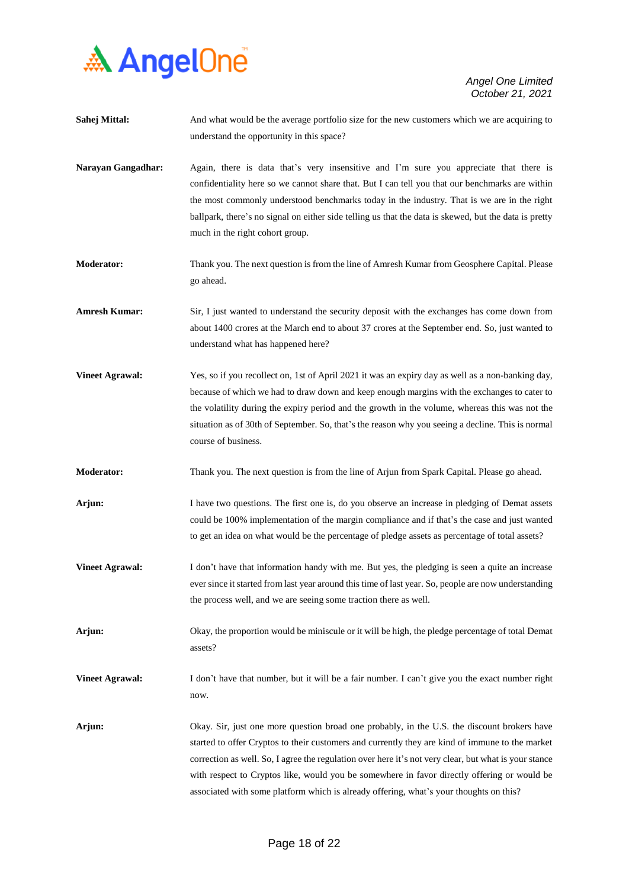**Sahej Mittal:** And what would be the average portfolio size for the new customers which we are acquiring to understand the opportunity in this space?

**Narayan Gangadhar:** Again, there is data that's very insensitive and I'm sure you appreciate that there is confidentiality here so we cannot share that. But I can tell you that our benchmarks are within the most commonly understood benchmarks today in the industry. That is we are in the right ballpark, there's no signal on either side telling us that the data is skewed, but the data is pretty much in the right cohort group.

**Moderator:** Thank you. The next question is from the line of Amresh Kumar from Geosphere Capital. Please go ahead.

**Amresh Kumar:** Sir, I just wanted to understand the security deposit with the exchanges has come down from about 1400 crores at the March end to about 37 crores at the September end. So, just wanted to understand what has happened here?

**Vineet Agrawal:** Yes, so if you recollect on, 1st of April 2021 it was an expiry day as well as a non-banking day, because of which we had to draw down and keep enough margins with the exchanges to cater to the volatility during the expiry period and the growth in the volume, whereas this was not the situation as of 30th of September. So, that's the reason why you seeing a decline. This is normal course of business.

**Moderator:** Thank you. The next question is from the line of Arjun from Spark Capital. Please go ahead.

**Arjun:** I have two questions. The first one is, do you observe an increase in pledging of Demat assets could be 100% implementation of the margin compliance and if that's the case and just wanted to get an idea on what would be the percentage of pledge assets as percentage of total assets?

**Vineet Agrawal:** I don't have that information handy with me. But yes, the pledging is seen a quite an increase ever since it started from last year around this time of last year. So, people are now understanding the process well, and we are seeing some traction there as well.

**Arjun:** Okay, the proportion would be miniscule or it will be high, the pledge percentage of total Demat assets?

**Vineet Agrawal:** I don't have that number, but it will be a fair number. I can't give you the exact number right now.

**Arjun:** Okay. Sir, just one more question broad one probably, in the U.S. the discount brokers have started to offer Cryptos to their customers and currently they are kind of immune to the market correction as well. So, I agree the regulation over here it's not very clear, but what is your stance with respect to Cryptos like, would you be somewhere in favor directly offering or would be associated with some platform which is already offering, what's your thoughts on this?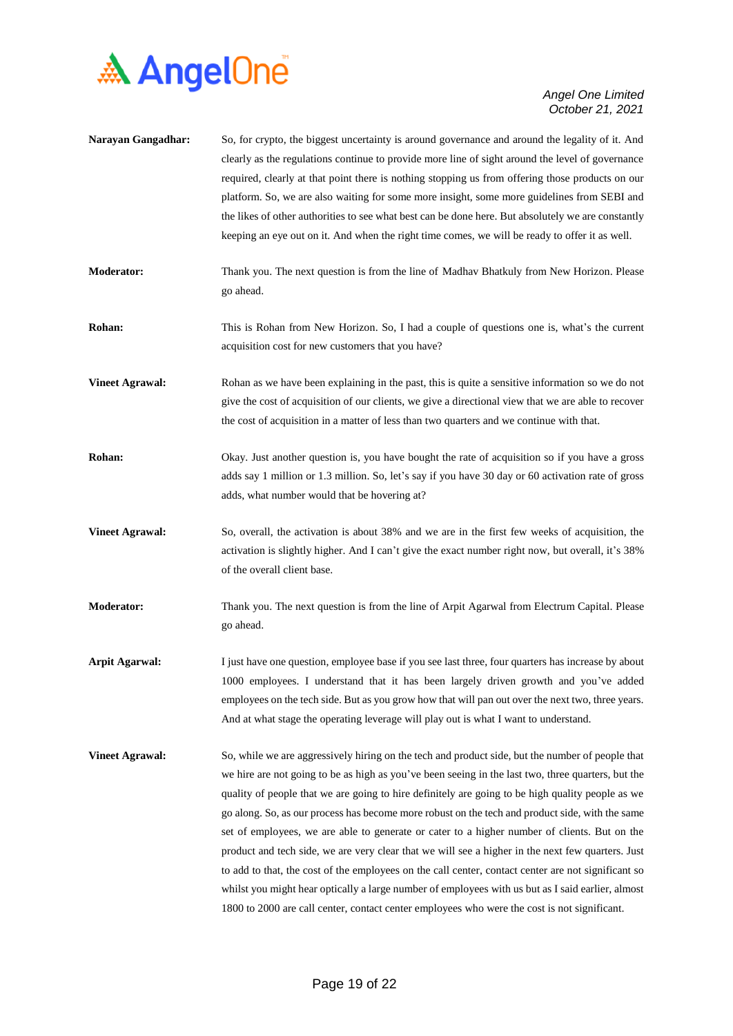**Narayan Gangadhar:** So, for crypto, the biggest uncertainty is around governance and around the legality of it. And clearly as the regulations continue to provide more line of sight around the level of governance required, clearly at that point there is nothing stopping us from offering those products on our platform. So, we are also waiting for some more insight, some more guidelines from SEBI and the likes of other authorities to see what best can be done here. But absolutely we are constantly keeping an eye out on it. And when the right time comes, we will be ready to offer it as well.

**Moderator:** Thank you. The next question is from the line of Madhav Bhatkuly from New Horizon. Please go ahead.

**Rohan:** This is Rohan from New Horizon. So, I had a couple of questions one is, what's the current acquisition cost for new customers that you have?

**Vineet Agrawal:** Rohan as we have been explaining in the past, this is quite a sensitive information so we do not give the cost of acquisition of our clients, we give a directional view that we are able to recover the cost of acquisition in a matter of less than two quarters and we continue with that.

**Rohan:** Okay. Just another question is, you have bought the rate of acquisition so if you have a gross adds say 1 million or 1.3 million. So, let's say if you have 30 day or 60 activation rate of gross adds, what number would that be hovering at?

**Vineet Agrawal:** So, overall, the activation is about 38% and we are in the first few weeks of acquisition, the activation is slightly higher. And I can't give the exact number right now, but overall, it's 38% of the overall client base.

**Moderator:** Thank you. The next question is from the line of Arpit Agarwal from Electrum Capital. Please go ahead.

**Arpit Agarwal:** I just have one question, employee base if you see last three, four quarters has increase by about 1000 employees. I understand that it has been largely driven growth and you've added employees on the tech side. But as you grow how that will pan out over the next two, three years. And at what stage the operating leverage will play out is what I want to understand.

**Vineet Agrawal:** So, while we are aggressively hiring on the tech and product side, but the number of people that we hire are not going to be as high as you've been seeing in the last two, three quarters, but the quality of people that we are going to hire definitely are going to be high quality people as we go along. So, as our process has become more robust on the tech and product side, with the same set of employees, we are able to generate or cater to a higher number of clients. But on the product and tech side, we are very clear that we will see a higher in the next few quarters. Just to add to that, the cost of the employees on the call center, contact center are not significant so whilst you might hear optically a large number of employees with us but as I said earlier, almost 1800 to 2000 are call center, contact center employees who were the cost is not significant.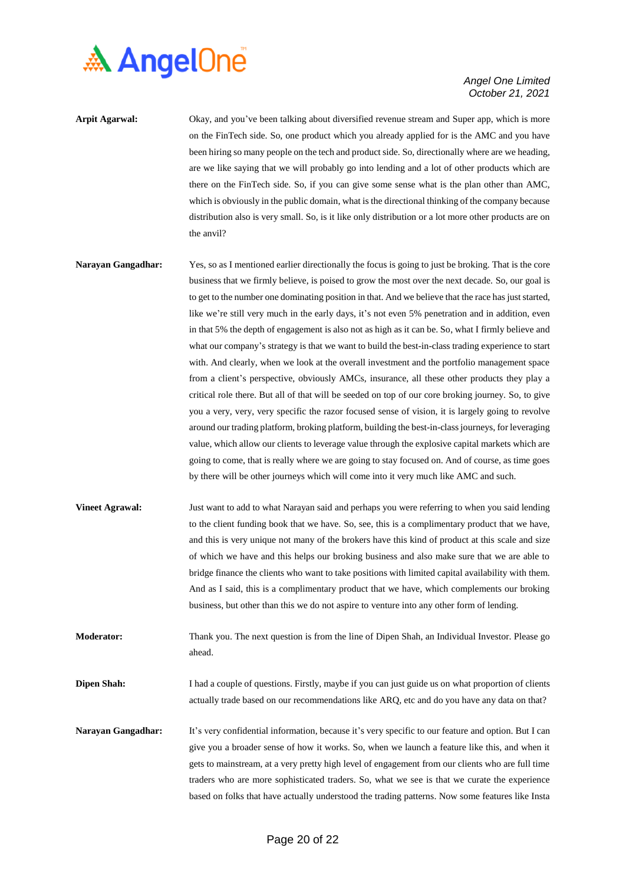**Arpit Agarwal:** Okay, and you've been talking about diversified revenue stream and Super app, which is more on the FinTech side. So, one product which you already applied for is the AMC and you have been hiring so many people on the tech and product side. So, directionally where are we heading, are we like saying that we will probably go into lending and a lot of other products which are there on the FinTech side. So, if you can give some sense what is the plan other than AMC, which is obviously in the public domain, what is the directional thinking of the company because distribution also is very small. So, is it like only distribution or a lot more other products are on the anvil?

**Narayan Gangadhar:** Yes, so as I mentioned earlier directionally the focus is going to just be broking. That is the core business that we firmly believe, is poised to grow the most over the next decade. So, our goal is to get to the number one dominating position in that. And we believe that the race has just started, like we're still very much in the early days, it's not even 5% penetration and in addition, even in that 5% the depth of engagement is also not as high as it can be. So, what I firmly believe and what our company's strategy is that we want to build the best-in-class trading experience to start with. And clearly, when we look at the overall investment and the portfolio management space from a client's perspective, obviously AMCs, insurance, all these other products they play a critical role there. But all of that will be seeded on top of our core broking journey. So, to give you a very, very, very specific the razor focused sense of vision, it is largely going to revolve around our trading platform, broking platform, building the best-in-class journeys, for leveraging value, which allow our clients to leverage value through the explosive capital markets which are going to come, that is really where we are going to stay focused on. And of course, as time goes by there will be other journeys which will come into it very much like AMC and such.

**Vineet Agrawal:** Just want to add to what Narayan said and perhaps you were referring to when you said lending to the client funding book that we have. So, see, this is a complimentary product that we have, and this is very unique not many of the brokers have this kind of product at this scale and size of which we have and this helps our broking business and also make sure that we are able to bridge finance the clients who want to take positions with limited capital availability with them. And as I said, this is a complimentary product that we have, which complements our broking business, but other than this we do not aspire to venture into any other form of lending.

**Moderator:** Thank you. The next question is from the line of Dipen Shah, an Individual Investor. Please go ahead.

**Dipen Shah:** I had a couple of questions. Firstly, maybe if you can just guide us on what proportion of clients actually trade based on our recommendations like ARQ, etc and do you have any data on that?

**Narayan Gangadhar:** It's very confidential information, because it's very specific to our feature and option. But I can give you a broader sense of how it works. So, when we launch a feature like this, and when it gets to mainstream, at a very pretty high level of engagement from our clients who are full time traders who are more sophisticated traders. So, what we see is that we curate the experience based on folks that have actually understood the trading patterns. Now some features like Insta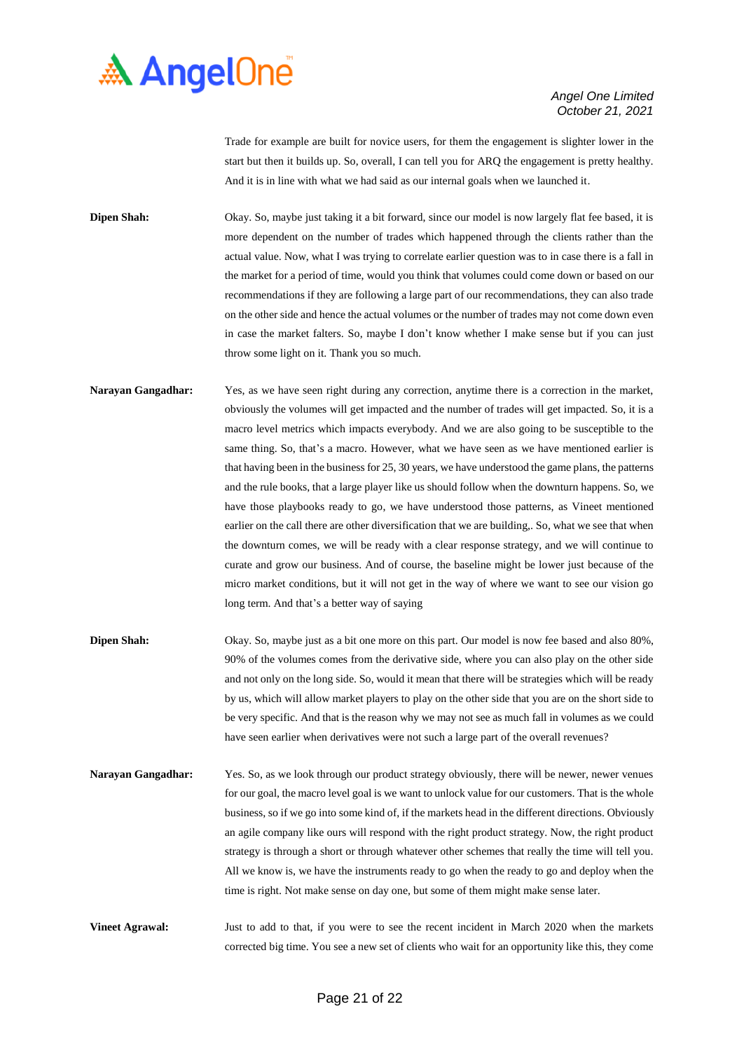Trade for example are built for novice users, for them the engagement is slighter lower in the start but then it builds up. So, overall, I can tell you for ARQ the engagement is pretty healthy. And it is in line with what we had said as our internal goals when we launched it.

**Dipen Shah:** Okay. So, maybe just taking it a bit forward, since our model is now largely flat fee based, it is more dependent on the number of trades which happened through the clients rather than the actual value. Now, what I was trying to correlate earlier question was to in case there is a fall in the market for a period of time, would you think that volumes could come down or based on our recommendations if they are following a large part of our recommendations, they can also trade on the other side and hence the actual volumes or the number of trades may not come down even in case the market falters. So, maybe I don't know whether I make sense but if you can just throw some light on it. Thank you so much.

**Narayan Gangadhar:** Yes, as we have seen right during any correction, anytime there is a correction in the market, obviously the volumes will get impacted and the number of trades will get impacted. So, it is a macro level metrics which impacts everybody. And we are also going to be susceptible to the same thing. So, that's a macro. However, what we have seen as we have mentioned earlier is that having been in the business for 25, 30 years, we have understood the game plans, the patterns and the rule books, that a large player like us should follow when the downturn happens. So, we have those playbooks ready to go, we have understood those patterns, as Vineet mentioned earlier on the call there are other diversification that we are building,. So, what we see that when the downturn comes, we will be ready with a clear response strategy, and we will continue to curate and grow our business. And of course, the baseline might be lower just because of the micro market conditions, but it will not get in the way of where we want to see our vision go long term. And that's a better way of saying

**Dipen Shah:** Okay. So, maybe just as a bit one more on this part. Our model is now fee based and also 80%, 90% of the volumes comes from the derivative side, where you can also play on the other side and not only on the long side. So, would it mean that there will be strategies which will be ready by us, which will allow market players to play on the other side that you are on the short side to be very specific. And that is the reason why we may not see as much fall in volumes as we could have seen earlier when derivatives were not such a large part of the overall revenues?

**Narayan Gangadhar:** Yes. So, as we look through our product strategy obviously, there will be newer, newer venues for our goal, the macro level goal is we want to unlock value for our customers. That is the whole business, so if we go into some kind of, if the markets head in the different directions. Obviously an agile company like ours will respond with the right product strategy. Now, the right product strategy is through a short or through whatever other schemes that really the time will tell you. All we know is, we have the instruments ready to go when the ready to go and deploy when the time is right. Not make sense on day one, but some of them might make sense later.

**Vineet Agrawal:** Just to add to that, if you were to see the recent incident in March 2020 when the markets corrected big time. You see a new set of clients who wait for an opportunity like this, they come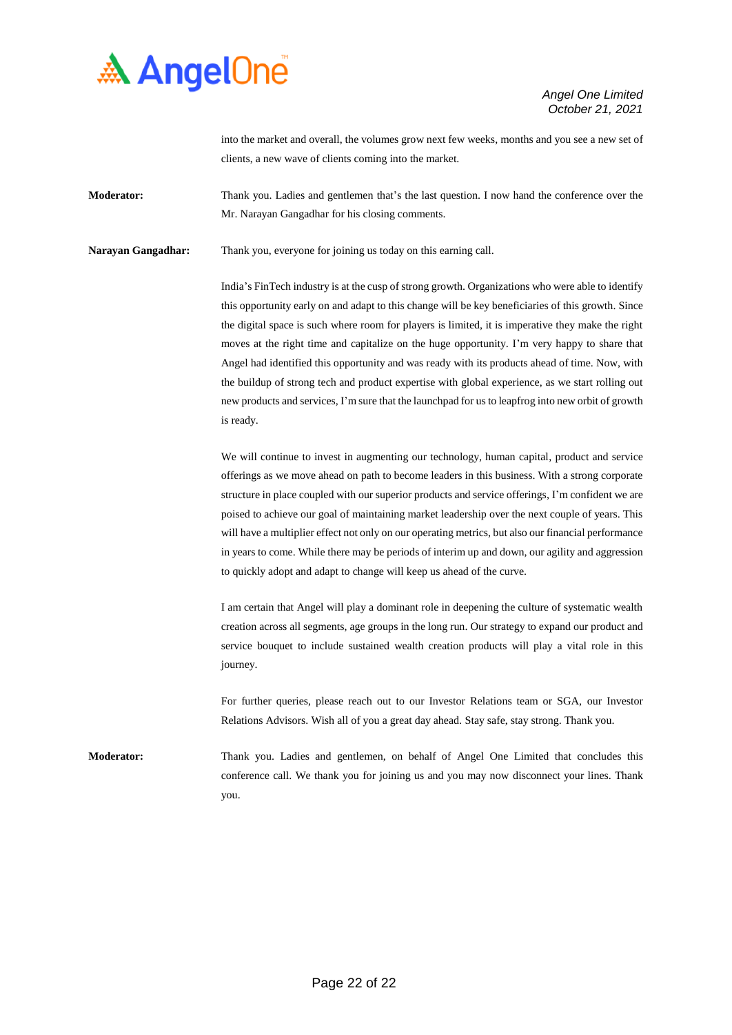into the market and overall, the volumes grow next few weeks, months and you see a new set of clients, a new wave of clients coming into the market.

**Moderator:** Thank you. Ladies and gentlemen that's the last question. I now hand the conference over the Mr. Narayan Gangadhar for his closing comments.

**Narayan Gangadhar:** Thank you, everyone for joining us today on this earning call.

India's FinTech industry is at the cusp of strong growth. Organizations who were able to identify this opportunity early on and adapt to this change will be key beneficiaries of this growth. Since the digital space is such where room for players is limited, it is imperative they make the right moves at the right time and capitalize on the huge opportunity. I'm very happy to share that Angel had identified this opportunity and was ready with its products ahead of time. Now, with the buildup of strong tech and product expertise with global experience, as we start rolling out new products and services, I'm sure that the launchpad for us to leapfrog into new orbit of growth is ready.

We will continue to invest in augmenting our technology, human capital, product and service offerings as we move ahead on path to become leaders in this business. With a strong corporate structure in place coupled with our superior products and service offerings, I'm confident we are poised to achieve our goal of maintaining market leadership over the next couple of years. This will have a multiplier effect not only on our operating metrics, but also our financial performance in years to come. While there may be periods of interim up and down, our agility and aggression to quickly adopt and adapt to change will keep us ahead of the curve.

I am certain that Angel will play a dominant role in deepening the culture of systematic wealth creation across all segments, age groups in the long run. Our strategy to expand our product and service bouquet to include sustained wealth creation products will play a vital role in this journey.

For further queries, please reach out to our Investor Relations team or SGA, our Investor Relations Advisors. Wish all of you a great day ahead. Stay safe, stay strong. Thank you.

**Moderator:** Thank you. Ladies and gentlemen, on behalf of Angel One Limited that concludes this conference call. We thank you for joining us and you may now disconnect your lines. Thank you.